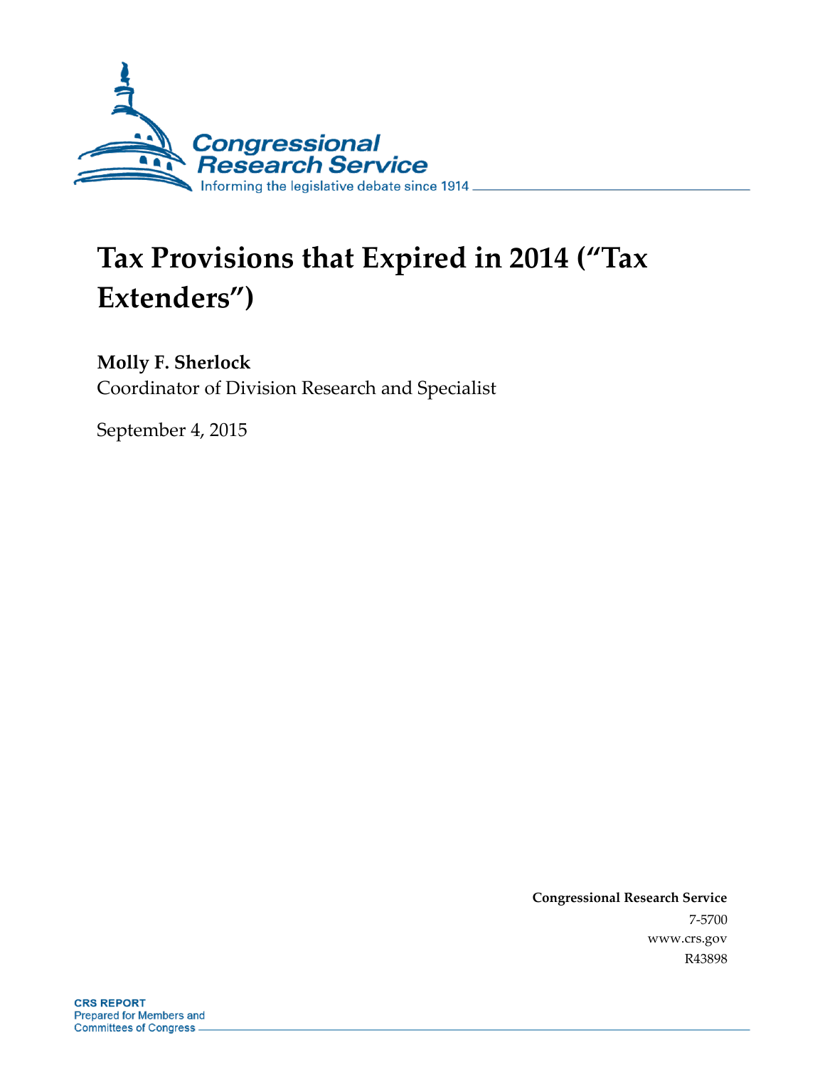Congressional Research Service

Informing the legislative debate since 1914

# Tax Provisions that Expired in 2014 ("Tax Extenders")

**Molly F. Sherlock**

Coordinator of Division Research and Specialist

September 4, 2015

**Congressional Research Service**

7-5700

www.crs.gov

R43898

**CRS REPORT**

Prepared for Members and Committees of Congress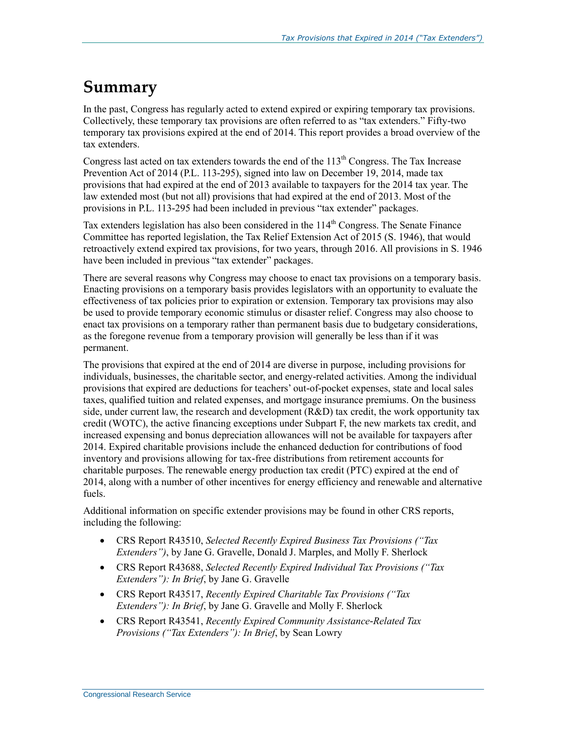# Summary

In the past, Congress has regularly acted to extend expired or expiring temporary tax provisions. Collectively, these temporary tax provisions are often referred to as "tax extenders." Fifty-two temporary tax provisions expired at the end of 2014. This report provides a broad overview of the tax extenders.

Congress last acted on tax extenders towards the end of the 113th Congress. The Tax Increase Prevention Act of 2014 (P.L. 113-295), signed into law on December 19, 2014, made tax provisions that had expired at the end of 2013 available to taxpayers for the 2014 tax year. The law extended most (but not all) provisions that had expired at the end of 2013. Most of the provisions in P.L. 113-295 had been included in previous "tax extender" packages.

Tax extenders legislation has also been considered in the 114th Congress. The Senate Finance Committee has reported legislation, the Tax Relief Extension Act of 2015 (S. 1946), that would retroactively extend expired tax provisions, for two years, through 2016. All provisions in S. 1946 have been included in previous "tax extender" packages.

There are several reasons why Congress may choose to enact tax provisions on a temporary basis. Enacting provisions on a temporary basis provides legislators with an opportunity to evaluate the effectiveness of tax policies prior to expiration or extension. Temporary tax provisions may also be used to provide temporary economic stimulus or disaster relief. Congress may also choose to enact tax provisions on a temporary rather than permanent basis due to budgetary considerations, as the foregone revenue from a temporary provision will generally be less than if it was permanent.

The provisions that expired at the end of 2014 are diverse in purpose, including provisions for individuals, businesses, the charitable sector, and energy-related activities. Among the individual provisions that expired are deductions for teachers' out-of-pocket expenses, state and local sales taxes, qualified tuition and related expenses, and mortgage insurance premiums. On the business side, under current law, the research and development (R&D) tax credit, the work opportunity tax credit (WOTC), the active financing exceptions under Subpart F, the new markets tax credit, and increased expensing and bonus depreciation allowances will not be available for taxpayers after 2014. Expired charitable provisions include the enhanced deduction for contributions of food inventory and provisions allowing for tax-free distributions from retirement accounts for charitable purposes. The renewable energy production tax credit (PTC) expired at the end of 2014, along with a number of other incentives for energy efficiency and renewable and alternative fuels.

Additional information on specific extender provisions may be found in other CRS reports, including the following:

- CRS Report R43510, *Selected Recently Expired Business Tax Provisions ("Tax Extenders")*, by Jane G. Gravelle, Donald J. Marples, and Molly F. Sherlock
- CRS Report R43688, *Selected Recently Expired Individual Tax Provisions ("Tax Extenders"): In Brief*, by Jane G. Gravelle
- CRS Report R43517, *Recently Expired Charitable Tax Provisions ("Tax Extenders"): In Brief*, by Jane G. Gravelle and Molly F. Sherlock
- CRS Report R43541, *Recently Expired Community Assistance-Related Tax Provisions ("Tax Extenders"): In Brief*, by Sean Lowry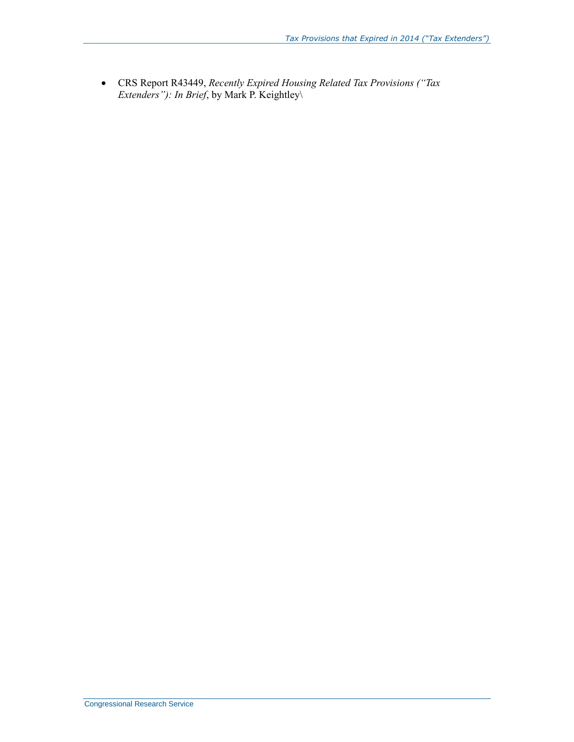- CRS Report R43449, *Recently Expired Housing Related Tax Provisions ("Tax Extenders"): In Brief*, by Mark P. Keightley\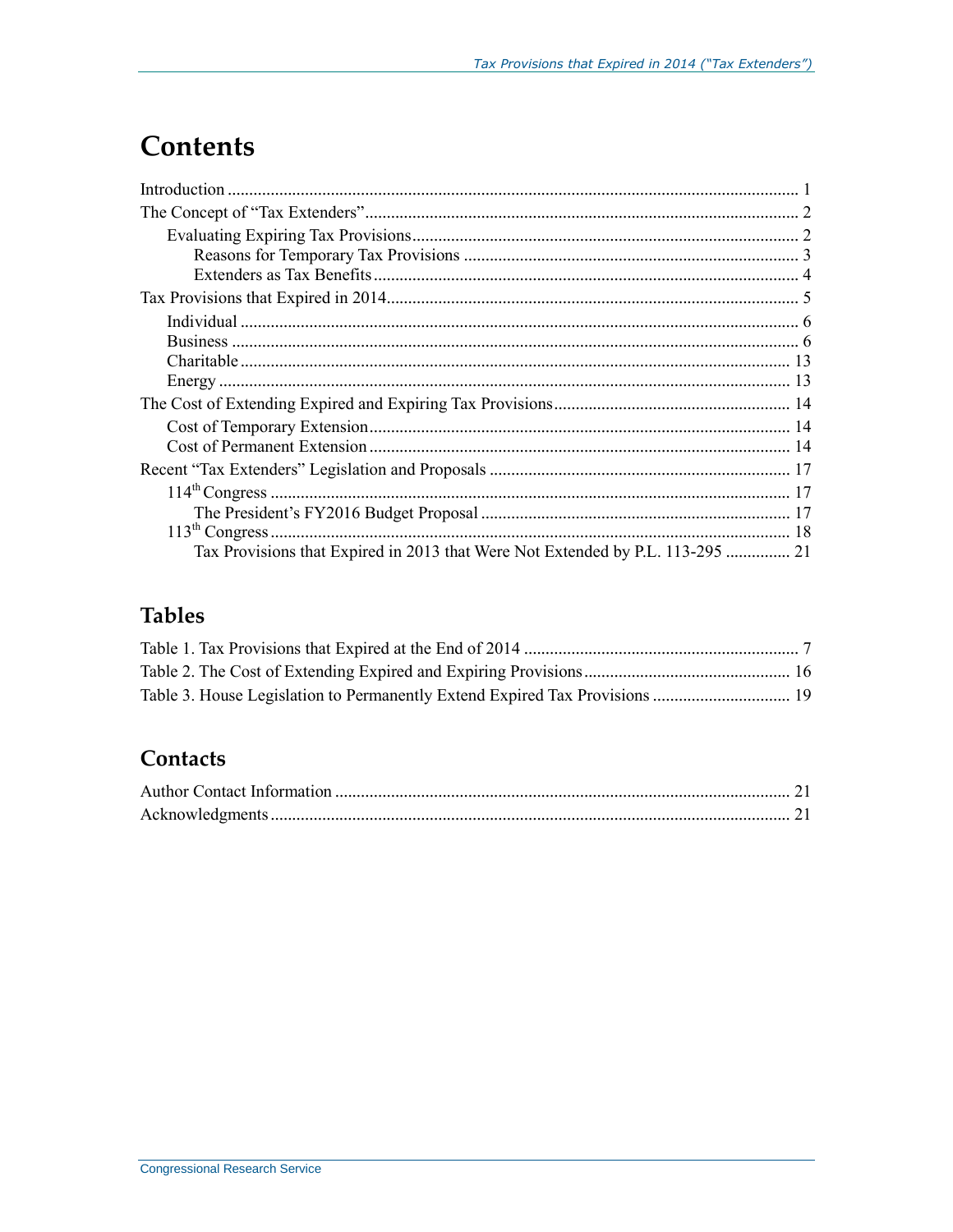# Contents

Introduction ..... 1
The Concept of "Tax Extenders" ..... 2
    Evaluating Expiring Tax Provisions ..... 2
        Reasons for Temporary Tax Provisions ..... 3
        Extenders as Tax Benefits ..... 4
Tax Provisions that Expired in 2014 ..... 5
    Individual ..... 6
    Business ..... 6
    Charitable ..... 13
    Energy ..... 13
The Cost of Extending Expired and Expiring Tax Provisions ..... 14
    Cost of Temporary Extension ..... 14
    Cost of Permanent Extension ..... 14
Recent "Tax Extenders" Legislation and Proposals ..... 17
    114th Congress ..... 17
        The President's FY2016 Budget Proposal ..... 17
    113th Congress ..... 18
        Tax Provisions that Expired in 2013 that Were Not Extended by P.L. 113-295 ..... 21

## Tables

Table 1. Tax Provisions that Expired at the End of 2014 ..... 7
Table 2. The Cost of Extending Expired and Expiring Provisions ..... 16
Table 3. House Legislation to Permanently Extend Expired Tax Provisions ..... 19

## Contacts

Author Contact Information ..... 21
Acknowledgments ..... 21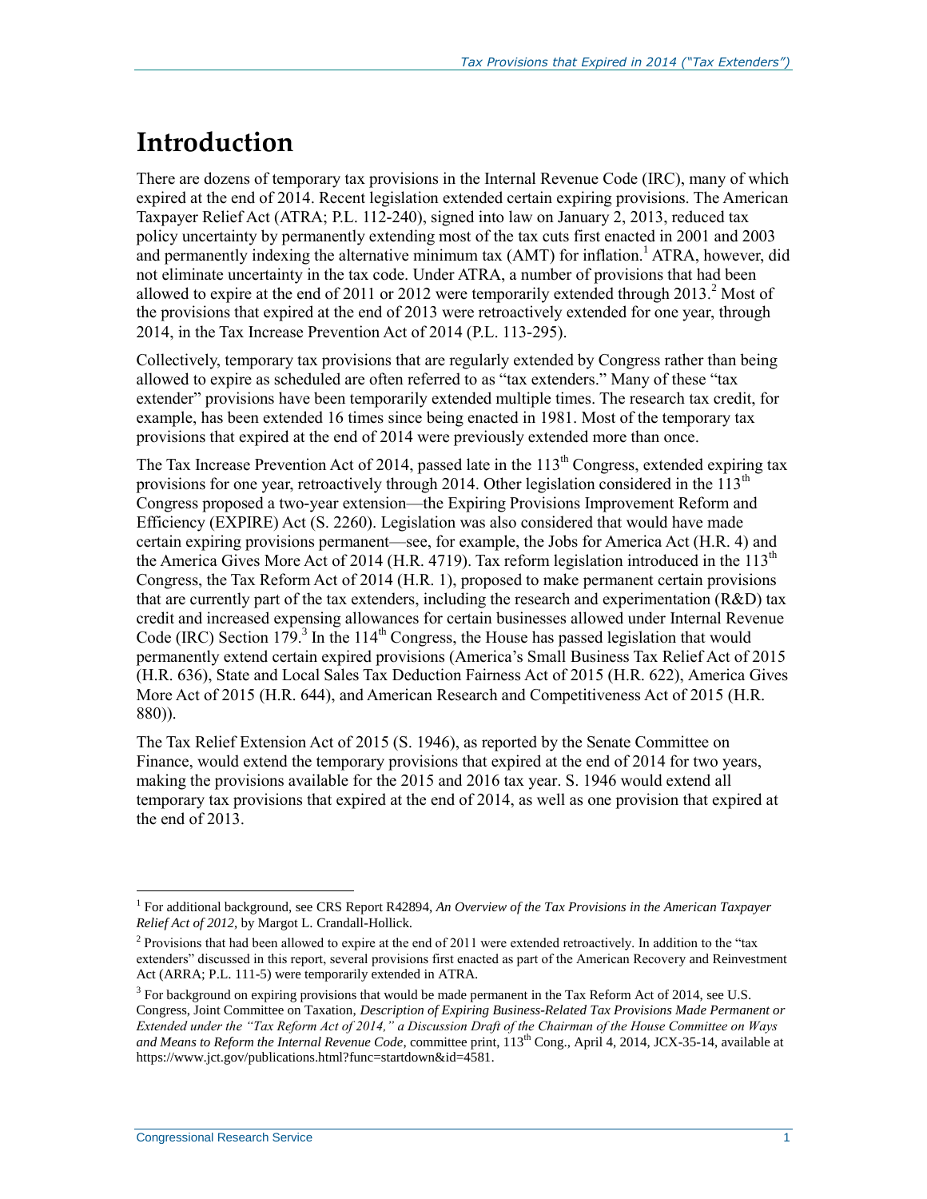# Introduction

There are dozens of temporary tax provisions in the Internal Revenue Code (IRC), many of which expired at the end of 2014. Recent legislation extended certain expiring provisions. The American Taxpayer Relief Act (ATRA; P.L. 112-240), signed into law on January 2, 2013, reduced tax policy uncertainty by permanently extending most of the tax cuts first enacted in 2001 and 2003 and permanently indexing the alternative minimum tax (AMT) for inflation.[1] ATRA, however, did not eliminate uncertainty in the tax code. Under ATRA, a number of provisions that had been allowed to expire at the end of 2011 or 2012 were temporarily extended through 2013.[2] Most of the provisions that expired at the end of 2013 were retroactively extended for one year, through 2014, in the Tax Increase Prevention Act of 2014 (P.L. 113-295).

Collectively, temporary tax provisions that are regularly extended by Congress rather than being allowed to expire as scheduled are often referred to as "tax extenders." Many of these "tax extender" provisions have been temporarily extended multiple times. The research tax credit, for example, has been extended 16 times since being enacted in 1981. Most of the temporary tax provisions that expired at the end of 2014 were previously extended more than once.

The Tax Increase Prevention Act of 2014, passed late in the 113th Congress, extended expiring tax provisions for one year, retroactively through 2014. Other legislation considered in the 113th Congress proposed a two-year extension—the Expiring Provisions Improvement Reform and Efficiency (EXPIRE) Act (S. 2260). Legislation was also considered that would have made certain expiring provisions permanent—see, for example, the Jobs for America Act (H.R. 4) and the America Gives More Act of 2014 (H.R. 4719). Tax reform legislation introduced in the 113th Congress, the Tax Reform Act of 2014 (H.R. 1), proposed to make permanent certain provisions that are currently part of the tax extenders, including the research and experimentation (R&D) tax credit and increased expensing allowances for certain businesses allowed under Internal Revenue Code (IRC) Section 179.[3] In the 114th Congress, the House has passed legislation that would permanently extend certain expired provisions (America's Small Business Tax Relief Act of 2015 (H.R. 636), State and Local Sales Tax Deduction Fairness Act of 2015 (H.R. 622), America Gives More Act of 2015 (H.R. 644), and American Research and Competitiveness Act of 2015 (H.R. 880)).

The Tax Relief Extension Act of 2015 (S. 1946), as reported by the Senate Committee on Finance, would extend the temporary provisions that expired at the end of 2014 for two years, making the provisions available for the 2015 and 2016 tax year. S. 1946 would extend all temporary tax provisions that expired at the end of 2014, as well as one provision that expired at the end of 2013.

---

[1] For additional background, see CRS Report R42894, *An Overview of the Tax Provisions in the American Taxpayer Relief Act of 2012*, by Margot L. Crandall-Hollick.

[2] Provisions that had been allowed to expire at the end of 2011 were extended retroactively. In addition to the "tax extenders" discussed in this report, several provisions first enacted as part of the American Recovery and Reinvestment Act (ARRA; P.L. 111-5) were temporarily extended in ATRA.

[3] For background on expiring provisions that would be made permanent in the Tax Reform Act of 2014, see U.S. Congress, Joint Committee on Taxation, *Description of Expiring Business-Related Tax Provisions Made Permanent or Extended under the "Tax Reform Act of 2014," a Discussion Draft of the Chairman of the House Committee on Ways and Means to Reform the Internal Revenue Code*, committee print, 113th Cong., April 4, 2014, JCX-35-14, available at https://www.jct.gov/publications.html?func=startdown&id=4581.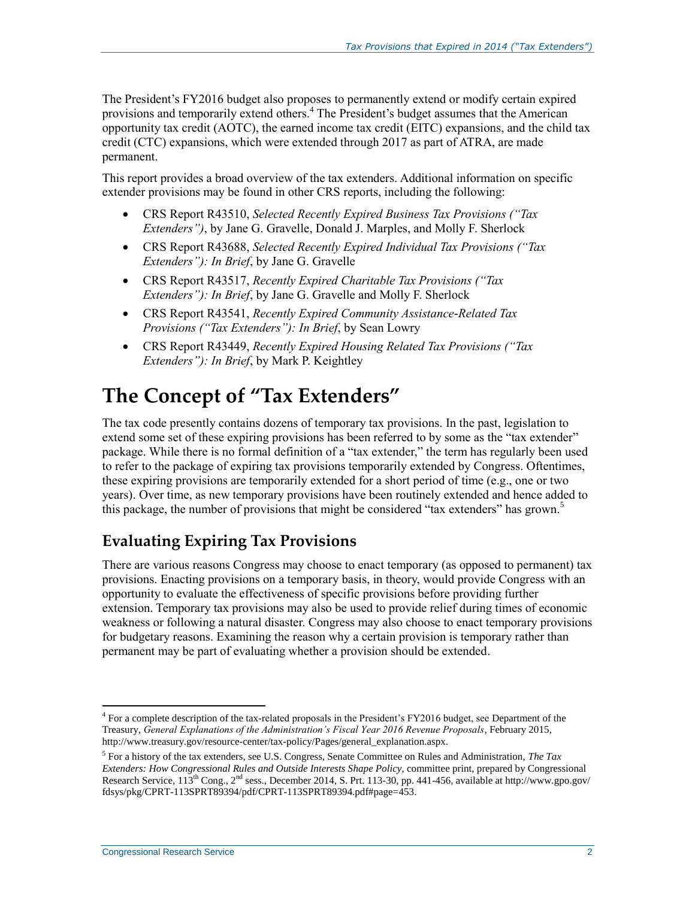The President's FY2016 budget also proposes to permanently extend or modify certain expired provisions and temporarily extend others.[4] The President's budget assumes that the American opportunity tax credit (AOTC), the earned income tax credit (EITC) expansions, and the child tax credit (CTC) expansions, which were extended through 2017 as part of ATRA, are made permanent.

This report provides a broad overview of the tax extenders. Additional information on specific extender provisions may be found in other CRS reports, including the following:

- CRS Report R43510, *Selected Recently Expired Business Tax Provisions ("Tax Extenders")*, by Jane G. Gravelle, Donald J. Marples, and Molly F. Sherlock
- CRS Report R43688, *Selected Recently Expired Individual Tax Provisions ("Tax Extenders"): In Brief*, by Jane G. Gravelle
- CRS Report R43517, *Recently Expired Charitable Tax Provisions ("Tax Extenders"): In Brief*, by Jane G. Gravelle and Molly F. Sherlock
- CRS Report R43541, *Recently Expired Community Assistance-Related Tax Provisions ("Tax Extenders"): In Brief*, by Sean Lowry
- CRS Report R43449, *Recently Expired Housing Related Tax Provisions ("Tax Extenders"): In Brief*, by Mark P. Keightley

# The Concept of "Tax Extenders"

The tax code presently contains dozens of temporary tax provisions. In the past, legislation to extend some set of these expiring provisions has been referred to by some as the "tax extender" package. While there is no formal definition of a "tax extender," the term has regularly been used to refer to the package of expiring tax provisions temporarily extended by Congress. Oftentimes, these expiring provisions are temporarily extended for a short period of time (e.g., one or two years). Over time, as new temporary provisions have been routinely extended and hence added to this package, the number of provisions that might be considered "tax extenders" has grown.[5]

## Evaluating Expiring Tax Provisions

There are various reasons Congress may choose to enact temporary (as opposed to permanent) tax provisions. Enacting provisions on a temporary basis, in theory, would provide Congress with an opportunity to evaluate the effectiveness of specific provisions before providing further extension. Temporary tax provisions may also be used to provide relief during times of economic weakness or following a natural disaster. Congress may also choose to enact temporary provisions for budgetary reasons. Examining the reason why a certain provision is temporary rather than permanent may be part of evaluating whether a provision should be extended.

---

[4] For a complete description of the tax-related proposals in the President's FY2016 budget, see Department of the Treasury, *General Explanations of the Administration's Fiscal Year 2016 Revenue Proposals*, February 2015, http://www.treasury.gov/resource-center/tax-policy/Pages/general_explanation.aspx.

[5] For a history of the tax extenders, see U.S. Congress, Senate Committee on Rules and Administration, *The Tax Extenders: How Congressional Rules and Outside Interests Shape Policy*, committee print, prepared by Congressional Research Service, 113th Cong., 2nd sess., December 2014, S. Prt. 113-30, pp. 441-456, available at http://www.gpo.gov/fdsys/pkg/CPRT-113SPRT89394/pdf/CPRT-113SPRT89394.pdf#page=453.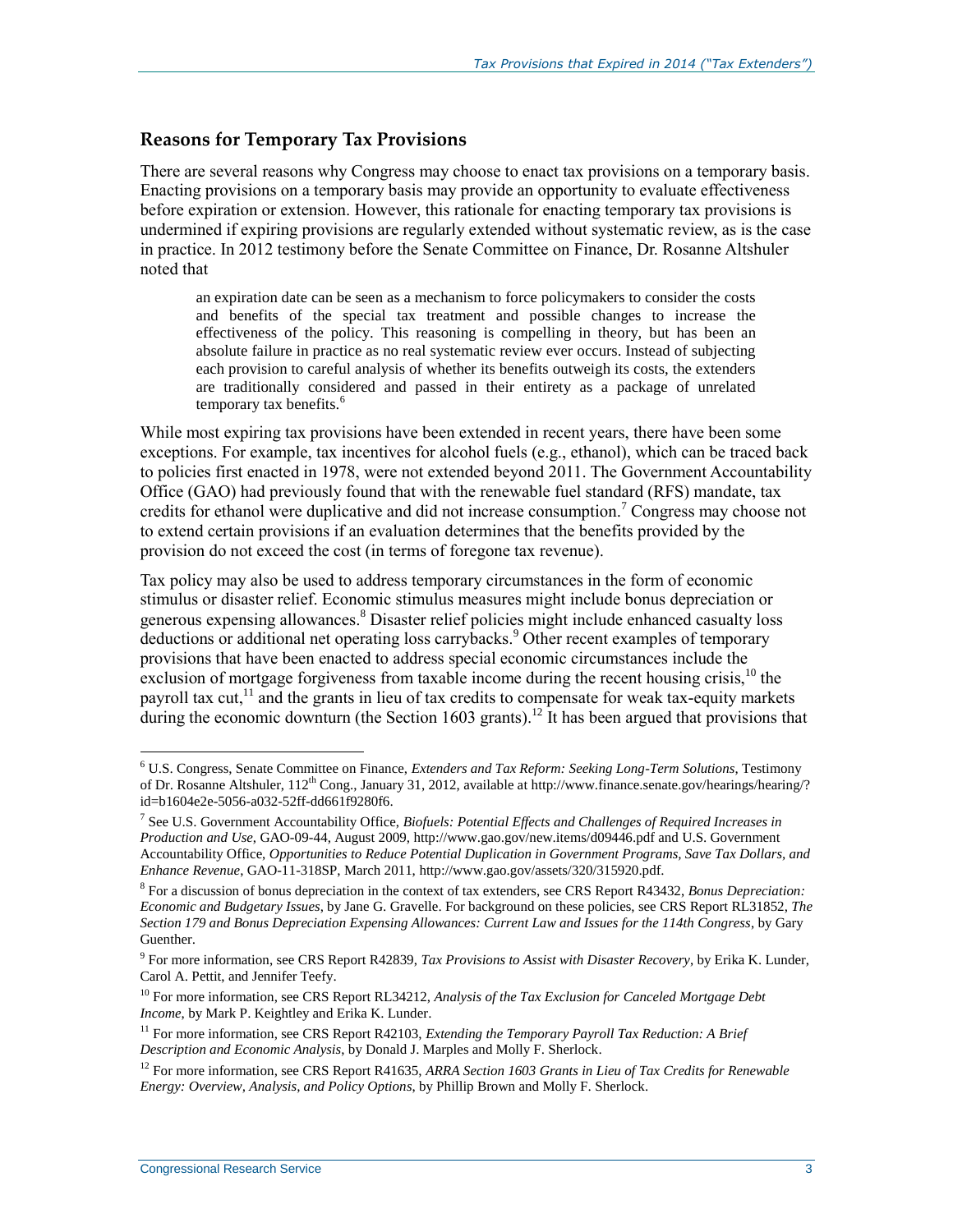## Reasons for Temporary Tax Provisions

There are several reasons why Congress may choose to enact tax provisions on a temporary basis. Enacting provisions on a temporary basis may provide an opportunity to evaluate effectiveness before expiration or extension. However, this rationale for enacting temporary tax provisions is undermined if expiring provisions are regularly extended without systematic review, as is the case in practice. In 2012 testimony before the Senate Committee on Finance, Dr. Rosanne Altshuler noted that

> an expiration date can be seen as a mechanism to force policymakers to consider the costs and benefits of the special tax treatment and possible changes to increase the effectiveness of the policy. This reasoning is compelling in theory, but has been an absolute failure in practice as no real systematic review ever occurs. Instead of subjecting each provision to careful analysis of whether its benefits outweigh its costs, the extenders are traditionally considered and passed in their entirety as a package of unrelated temporary tax benefits.[6]

While most expiring tax provisions have been extended in recent years, there have been some exceptions. For example, tax incentives for alcohol fuels (e.g., ethanol), which can be traced back to policies first enacted in 1978, were not extended beyond 2011. The Government Accountability Office (GAO) had previously found that with the renewable fuel standard (RFS) mandate, tax credits for ethanol were duplicative and did not increase consumption.[7] Congress may choose not to extend certain provisions if an evaluation determines that the benefits provided by the provision do not exceed the cost (in terms of foregone tax revenue).

Tax policy may also be used to address temporary circumstances in the form of economic stimulus or disaster relief. Economic stimulus measures might include bonus depreciation or generous expensing allowances.[8] Disaster relief policies might include enhanced casualty loss deductions or additional net operating loss carrybacks.[9] Other recent examples of temporary provisions that have been enacted to address special economic circumstances include the exclusion of mortgage forgiveness from taxable income during the recent housing crisis,[10] the payroll tax cut,[11] and the grants in lieu of tax credits to compensate for weak tax-equity markets during the economic downturn (the Section 1603 grants).[12] It has been argued that provisions that

---

[6] U.S. Congress, Senate Committee on Finance, *Extenders and Tax Reform: Seeking Long-Term Solutions*, Testimony of Dr. Rosanne Altshuler, 112th Cong., January 31, 2012, available at http://www.finance.senate.gov/hearings/hearing/?id=b1604e2e-5056-a032-52ff-dd661f9280f6.

[7] See U.S. Government Accountability Office, *Biofuels: Potential Effects and Challenges of Required Increases in Production and Use*, GAO-09-44, August 2009, http://www.gao.gov/new.items/d09446.pdf and U.S. Government Accountability Office, *Opportunities to Reduce Potential Duplication in Government Programs, Save Tax Dollars, and Enhance Revenue*, GAO-11-318SP, March 2011, http://www.gao.gov/assets/320/315920.pdf.

[8] For a discussion of bonus depreciation in the context of tax extenders, see CRS Report R43432, *Bonus Depreciation: Economic and Budgetary Issues*, by Jane G. Gravelle. For background on these policies, see CRS Report RL31852, *The Section 179 and Bonus Depreciation Expensing Allowances: Current Law and Issues for the 114th Congress*, by Gary Guenther.

[9] For more information, see CRS Report R42839, *Tax Provisions to Assist with Disaster Recovery*, by Erika K. Lunder, Carol A. Pettit, and Jennifer Teefy.

[10] For more information, see CRS Report RL34212, *Analysis of the Tax Exclusion for Canceled Mortgage Debt Income*, by Mark P. Keightley and Erika K. Lunder.

[11] For more information, see CRS Report R42103, *Extending the Temporary Payroll Tax Reduction: A Brief Description and Economic Analysis*, by Donald J. Marples and Molly F. Sherlock.

[12] For more information, see CRS Report R41635, *ARRA Section 1603 Grants in Lieu of Tax Credits for Renewable Energy: Overview, Analysis, and Policy Options*, by Phillip Brown and Molly F. Sherlock.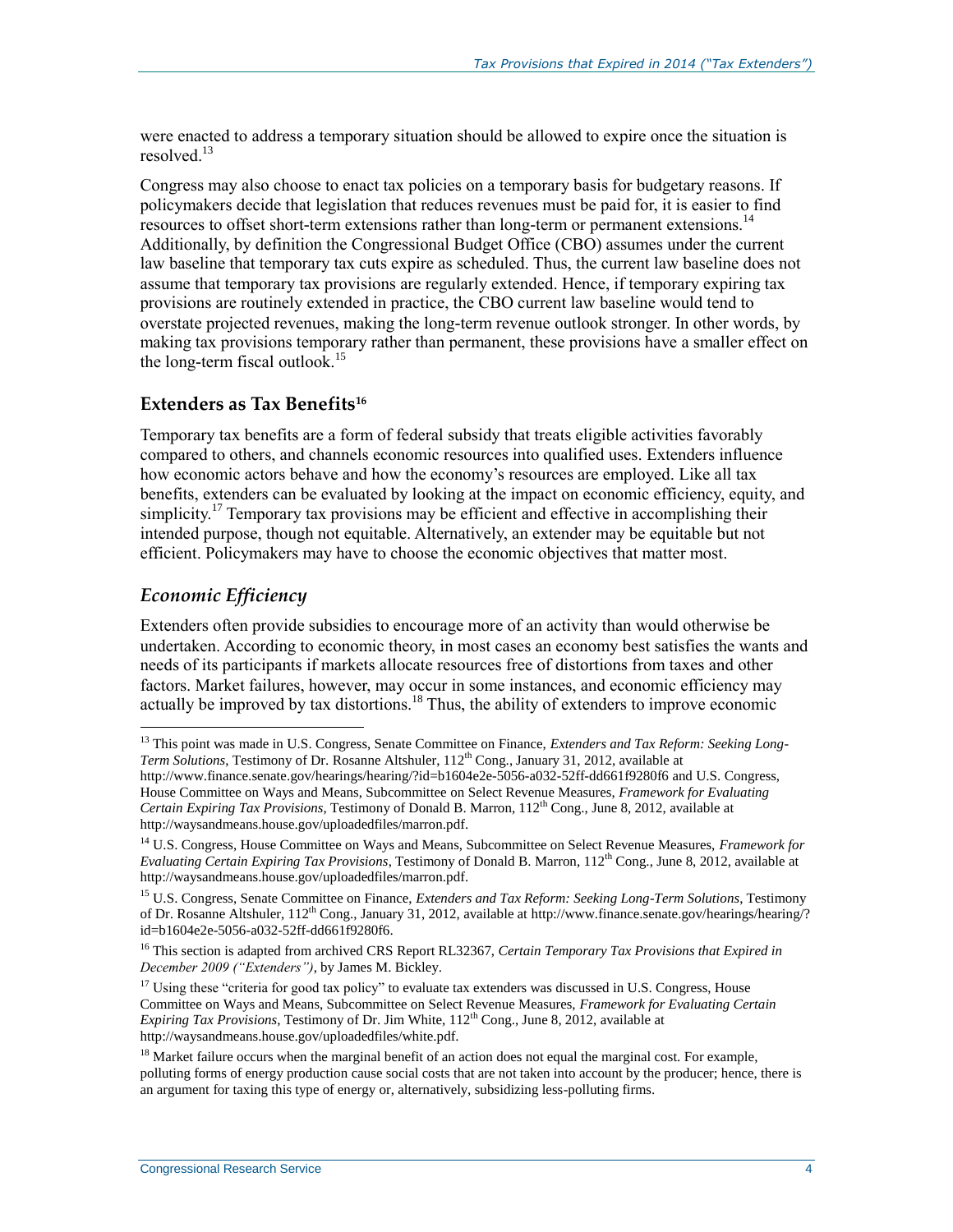were enacted to address a temporary situation should be allowed to expire once the situation is resolved.[13]

Congress may also choose to enact tax policies on a temporary basis for budgetary reasons. If policymakers decide that legislation that reduces revenues must be paid for, it is easier to find resources to offset short-term extensions rather than long-term or permanent extensions.[14] Additionally, by definition the Congressional Budget Office (CBO) assumes under the current law baseline that temporary tax cuts expire as scheduled. Thus, the current law baseline does not assume that temporary tax provisions are regularly extended. Hence, if temporary expiring tax provisions are routinely extended in practice, the CBO current law baseline would tend to overstate projected revenues, making the long-term revenue outlook stronger. In other words, by making tax provisions temporary rather than permanent, these provisions have a smaller effect on the long-term fiscal outlook.[15]

## Extenders as Tax Benefits[16]

Temporary tax benefits are a form of federal subsidy that treats eligible activities favorably compared to others, and channels economic resources into qualified uses. Extenders influence how economic actors behave and how the economy's resources are employed. Like all tax benefits, extenders can be evaluated by looking at the impact on economic efficiency, equity, and simplicity.[17] Temporary tax provisions may be efficient and effective in accomplishing their intended purpose, though not equitable. Alternatively, an extender may be equitable but not efficient. Policymakers may have to choose the economic objectives that matter most.

### *Economic Efficiency*

Extenders often provide subsidies to encourage more of an activity than would otherwise be undertaken. According to economic theory, in most cases an economy best satisfies the wants and needs of its participants if markets allocate resources free of distortions from taxes and other factors. Market failures, however, may occur in some instances, and economic efficiency may actually be improved by tax distortions.[18] Thus, the ability of extenders to improve economic

---

[13] This point was made in U.S. Congress, Senate Committee on Finance, *Extenders and Tax Reform: Seeking Long-Term Solutions*, Testimony of Dr. Rosanne Altshuler, 112th Cong., January 31, 2012, available at http://www.finance.senate.gov/hearings/hearing/?id=b1604e2e-5056-a032-52ff-dd661f9280f6 and U.S. Congress, House Committee on Ways and Means, Subcommittee on Select Revenue Measures, *Framework for Evaluating Certain Expiring Tax Provisions*, Testimony of Donald B. Marron, 112th Cong., June 8, 2012, available at http://waysandmeans.house.gov/uploadedfiles/marron.pdf.

[14] U.S. Congress, House Committee on Ways and Means, Subcommittee on Select Revenue Measures, *Framework for Evaluating Certain Expiring Tax Provisions*, Testimony of Donald B. Marron, 112th Cong., June 8, 2012, available at http://waysandmeans.house.gov/uploadedfiles/marron.pdf.

[15] U.S. Congress, Senate Committee on Finance, *Extenders and Tax Reform: Seeking Long-Term Solutions*, Testimony of Dr. Rosanne Altshuler, 112th Cong., January 31, 2012, available at http://www.finance.senate.gov/hearings/hearing/?id=b1604e2e-5056-a032-52ff-dd661f9280f6.

[16] This section is adapted from archived CRS Report RL32367, *Certain Temporary Tax Provisions that Expired in December 2009 ("Extenders")*, by James M. Bickley.

[17] Using these "criteria for good tax policy" to evaluate tax extenders was discussed in U.S. Congress, House Committee on Ways and Means, Subcommittee on Select Revenue Measures, *Framework for Evaluating Certain Expiring Tax Provisions*, Testimony of Dr. Jim White, 112th Cong., June 8, 2012, available at http://waysandmeans.house.gov/uploadedfiles/white.pdf.

[18] Market failure occurs when the marginal benefit of an action does not equal the marginal cost. For example, polluting forms of energy production cause social costs that are not taken into account by the producer; hence, there is an argument for taxing this type of energy or, alternatively, subsidizing less-polluting firms.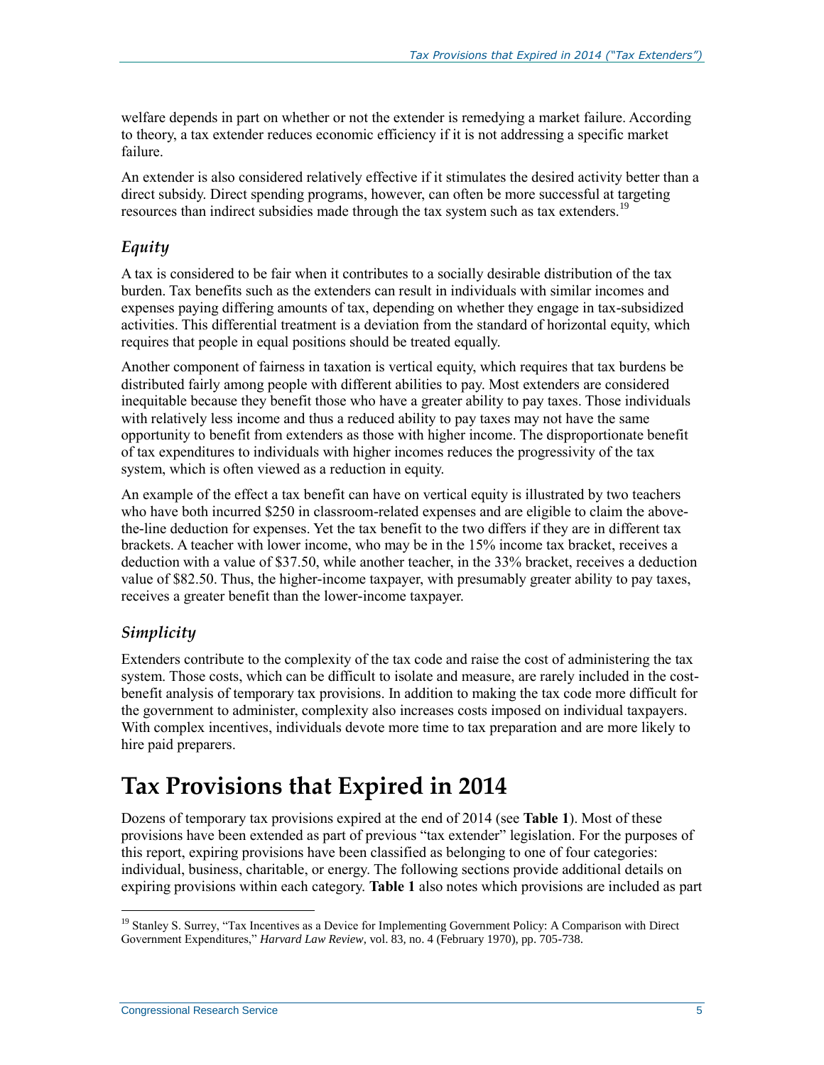welfare depends in part on whether or not the extender is remedying a market failure. According to theory, a tax extender reduces economic efficiency if it is not addressing a specific market failure.

An extender is also considered relatively effective if it stimulates the desired activity better than a direct subsidy. Direct spending programs, however, can often be more successful at targeting resources than indirect subsidies made through the tax system such as tax extenders.[19]

### *Equity*

A tax is considered to be fair when it contributes to a socially desirable distribution of the tax burden. Tax benefits such as the extenders can result in individuals with similar incomes and expenses paying differing amounts of tax, depending on whether they engage in tax-subsidized activities. This differential treatment is a deviation from the standard of horizontal equity, which requires that people in equal positions should be treated equally.

Another component of fairness in taxation is vertical equity, which requires that tax burdens be distributed fairly among people with different abilities to pay. Most extenders are considered inequitable because they benefit those who have a greater ability to pay taxes. Those individuals with relatively less income and thus a reduced ability to pay taxes may not have the same opportunity to benefit from extenders as those with higher income. The disproportionate benefit of tax expenditures to individuals with higher incomes reduces the progressivity of the tax system, which is often viewed as a reduction in equity.

An example of the effect a tax benefit can have on vertical equity is illustrated by two teachers who have both incurred $250 in classroom-related expenses and are eligible to claim the above-the-line deduction for expenses. Yet the tax benefit to the two differs if they are in different tax brackets. A teacher with lower income, who may be in the 15% income tax bracket, receives a deduction with a value of $37.50, while another teacher, in the 33% bracket, receives a deduction value of $82.50. Thus, the higher-income taxpayer, with presumably greater ability to pay taxes, receives a greater benefit than the lower-income taxpayer.

### *Simplicity*

Extenders contribute to the complexity of the tax code and raise the cost of administering the tax system. Those costs, which can be difficult to isolate and measure, are rarely included in the cost-benefit analysis of temporary tax provisions. In addition to making the tax code more difficult for the government to administer, complexity also increases costs imposed on individual taxpayers. With complex incentives, individuals devote more time to tax preparation and are more likely to hire paid preparers.

# Tax Provisions that Expired in 2014

Dozens of temporary tax provisions expired at the end of 2014 (see **Table 1**). Most of these provisions have been extended as part of previous "tax extender" legislation. For the purposes of this report, expiring provisions have been classified as belonging to one of four categories: individual, business, charitable, or energy. The following sections provide additional details on expiring provisions within each category. **Table 1** also notes which provisions are included as part

[19] Stanley S. Surrey, "Tax Incentives as a Device for Implementing Government Policy: A Comparison with Direct Government Expenditures," *Harvard Law Review*, vol. 83, no. 4 (February 1970), pp. 705-738.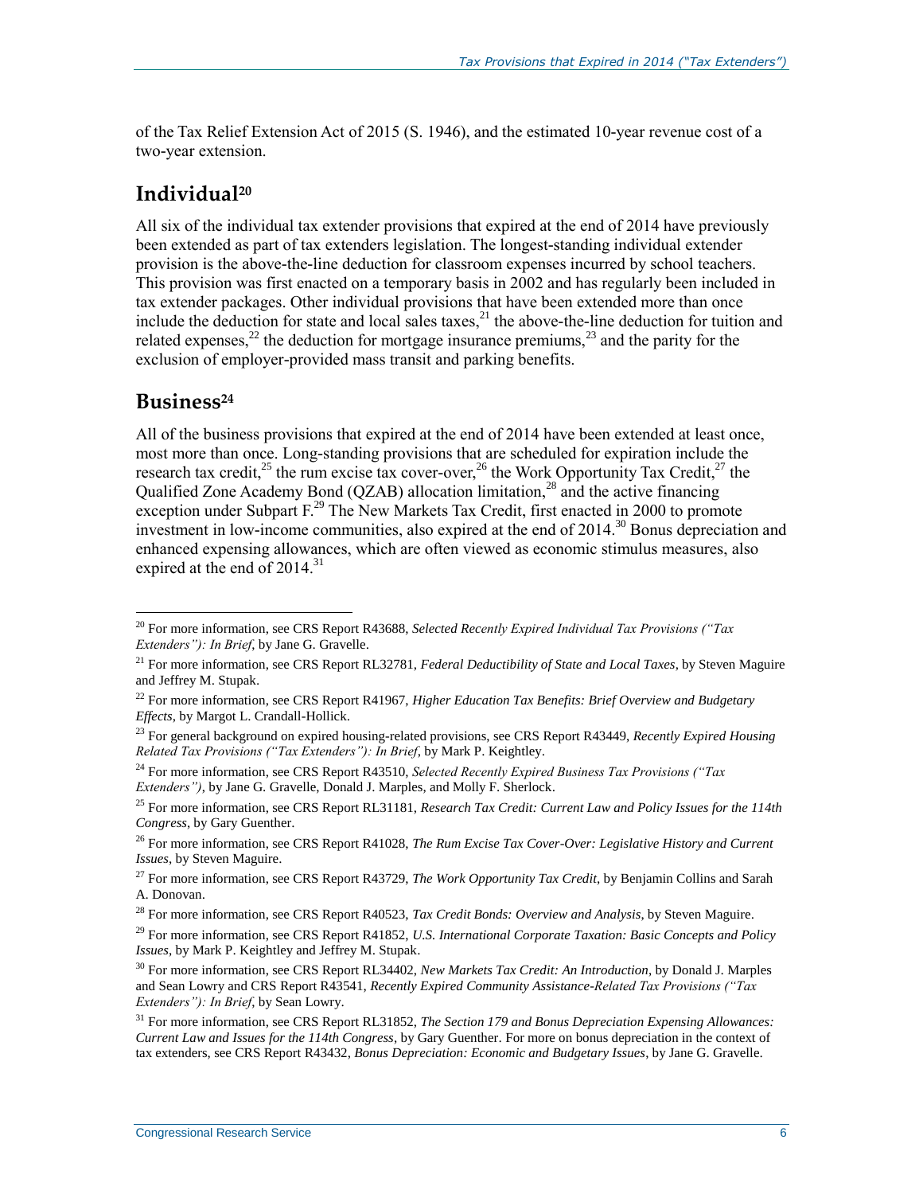of the Tax Relief Extension Act of 2015 (S. 1946), and the estimated 10-year revenue cost of a two-year extension.

## Individual[20]

All six of the individual tax extender provisions that expired at the end of 2014 have previously been extended as part of tax extenders legislation. The longest-standing individual extender provision is the above-the-line deduction for classroom expenses incurred by school teachers. This provision was first enacted on a temporary basis in 2002 and has regularly been included in tax extender packages. Other individual provisions that have been extended more than once include the deduction for state and local sales taxes,[21] the above-the-line deduction for tuition and related expenses,[22] the deduction for mortgage insurance premiums,[23] and the parity for the exclusion of employer-provided mass transit and parking benefits.

## Business[24]

All of the business provisions that expired at the end of 2014 have been extended at least once, most more than once. Long-standing provisions that are scheduled for expiration include the research tax credit,[25] the rum excise tax cover-over,[26] the Work Opportunity Tax Credit,[27] the Qualified Zone Academy Bond (QZAB) allocation limitation,[28] and the active financing exception under Subpart F.[29] The New Markets Tax Credit, first enacted in 2000 to promote investment in low-income communities, also expired at the end of 2014.[30] Bonus depreciation and enhanced expensing allowances, which are often viewed as economic stimulus measures, also expired at the end of 2014.[31]

---

[20] For more information, see CRS Report R43688, *Selected Recently Expired Individual Tax Provisions ("Tax Extenders"): In Brief*, by Jane G. Gravelle.

[21] For more information, see CRS Report RL32781, *Federal Deductibility of State and Local Taxes*, by Steven Maguire and Jeffrey M. Stupak.

[22] For more information, see CRS Report R41967, *Higher Education Tax Benefits: Brief Overview and Budgetary Effects*, by Margot L. Crandall-Hollick.

[23] For general background on expired housing-related provisions, see CRS Report R43449, *Recently Expired Housing Related Tax Provisions ("Tax Extenders"): In Brief*, by Mark P. Keightley.

[24] For more information, see CRS Report R43510, *Selected Recently Expired Business Tax Provisions ("Tax Extenders")*, by Jane G. Gravelle, Donald J. Marples, and Molly F. Sherlock.

[25] For more information, see CRS Report RL31181, *Research Tax Credit: Current Law and Policy Issues for the 114th Congress*, by Gary Guenther.

[26] For more information, see CRS Report R41028, *The Rum Excise Tax Cover-Over: Legislative History and Current Issues*, by Steven Maguire.

[27] For more information, see CRS Report R43729, *The Work Opportunity Tax Credit*, by Benjamin Collins and Sarah A. Donovan.

[28] For more information, see CRS Report R40523, *Tax Credit Bonds: Overview and Analysis*, by Steven Maguire.

[29] For more information, see CRS Report R41852, *U.S. International Corporate Taxation: Basic Concepts and Policy Issues*, by Mark P. Keightley and Jeffrey M. Stupak.

[30] For more information, see CRS Report RL34402, *New Markets Tax Credit: An Introduction*, by Donald J. Marples and Sean Lowry and CRS Report R43541, *Recently Expired Community Assistance-Related Tax Provisions ("Tax Extenders"): In Brief*, by Sean Lowry.

[31] For more information, see CRS Report RL31852, *The Section 179 and Bonus Depreciation Expensing Allowances: Current Law and Issues for the 114th Congress*, by Gary Guenther. For more on bonus depreciation in the context of tax extenders, see CRS Report R43432, *Bonus Depreciation: Economic and Budgetary Issues*, by Jane G. Gravelle.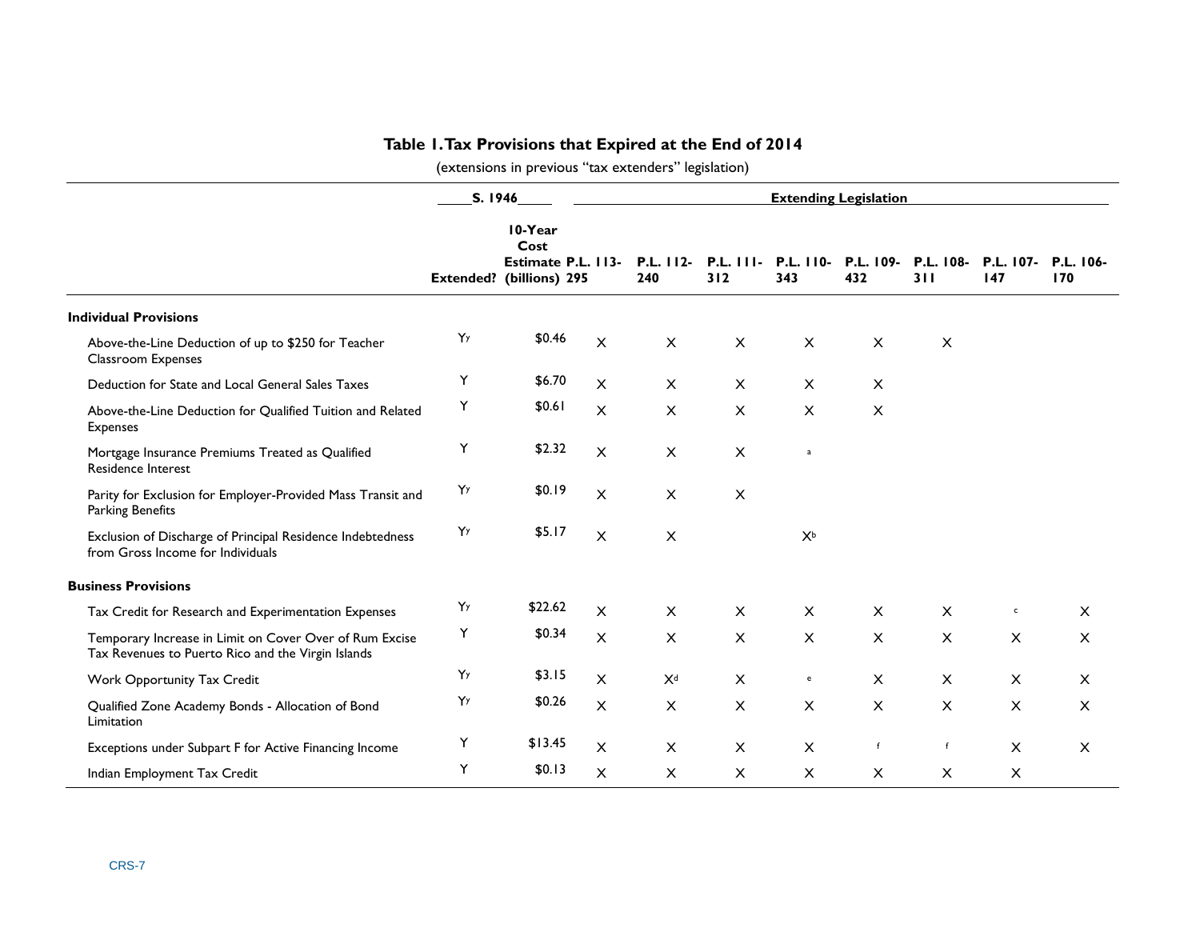**Table 1. Tax Provisions that Expired at the End of 2014**

(extensions in previous "tax extenders" legislation)

| | S. 1946 | | Extending Legislation | | | | | | | |
|---|---|---|---|---|---|---|---|---|---|---|
| | Extended? | 10-Year Cost Estimate (billions) | P.L. 113-295 | P.L. 112-240 | P.L. 111-312 | P.L. 110-343 | P.L. 109-432 | P.L. 108-311 | P.L. 107-147 | P.L. 106-170 |
| **Individual Provisions** | | | | | | | | | | |
| Above-the-Line Deduction of up to $250 for Teacher Classroom Expenses | Y[y] | $0.46 | X | X | X | X | X | X | | |
| Deduction for State and Local General Sales Taxes | Y | $6.70 | X | X | X | X | X | | | |
| Above-the-Line Deduction for Qualified Tuition and Related Expenses | Y | $0.61 | X | X | X | X | X | | | |
| Mortgage Insurance Premiums Treated as Qualified Residence Interest | Y | $2.32 | X | X | X | [a] | | | | |
| Parity for Exclusion for Employer-Provided Mass Transit and Parking Benefits | Y[y] | $0.19 | X | X | X | | | | | |
| Exclusion of Discharge of Principal Residence Indebtedness from Gross Income for Individuals | Y[y] | $5.17 | X | X | | X[b] | | | | |
| **Business Provisions** | | | | | | | | | | |
| Tax Credit for Research and Experimentation Expenses | Y[y] | $22.62 | X | X | X | X | X | X | [c] | X |
| Temporary Increase in Limit on Cover Over of Rum Excise Tax Revenues to Puerto Rico and the Virgin Islands | Y | $0.34 | X | X | X | X | X | X | X | X |
| Work Opportunity Tax Credit | Y[y] | $3.15 | X | X[d] | X | [e] | X | X | X | X |
| Qualified Zone Academy Bonds - Allocation of Bond Limitation | Y[y] | $0.26 | X | X | X | X | X | X | X | X |
| Exceptions under Subpart F for Active Financing Income | Y | $13.45 | X | X | X | X | [f] | [f] | X | X |
| Indian Employment Tax Credit | Y | $0.13 | X | X | X | X | X | X | X | |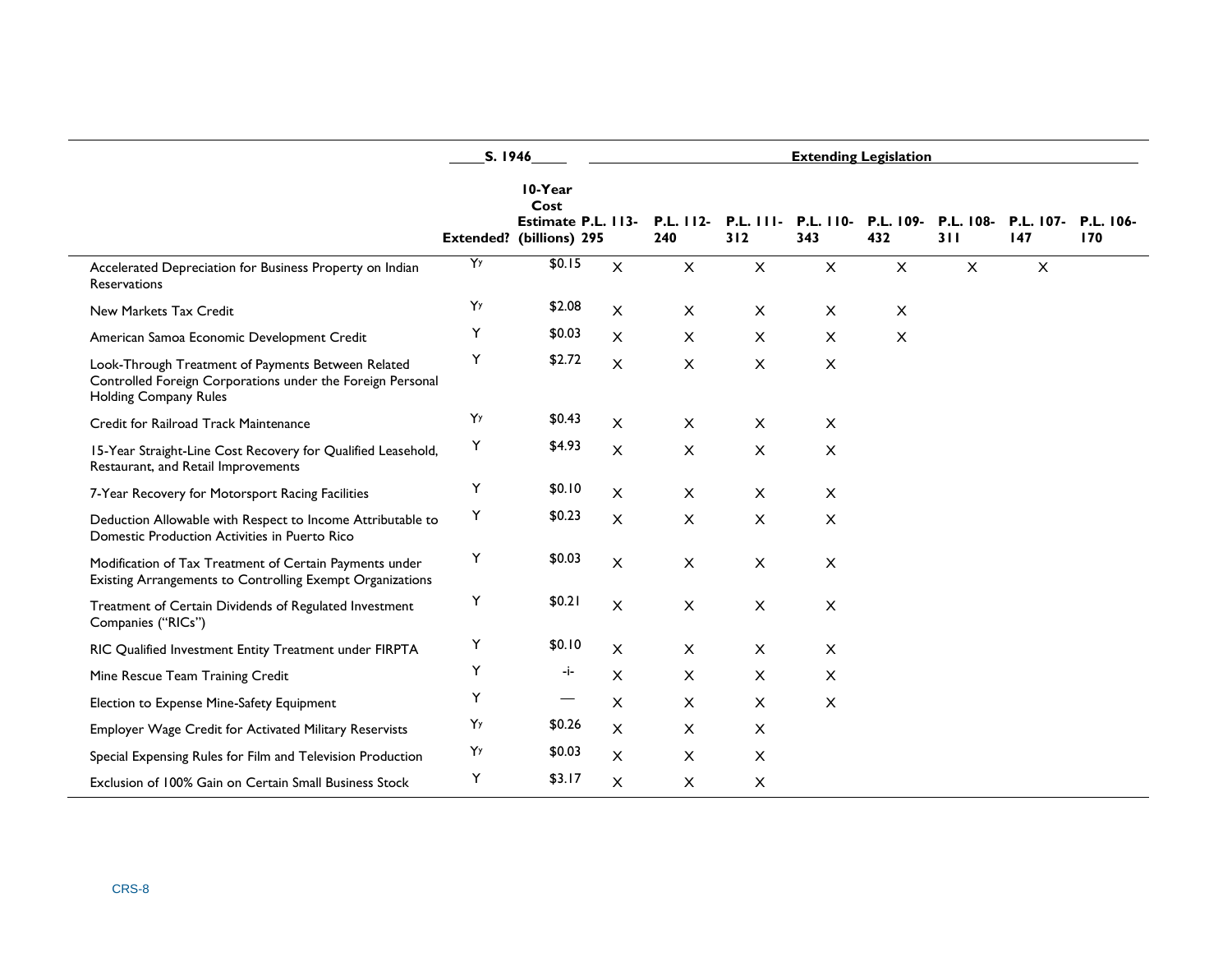| | S. 1946 | | Extending Legislation | | | | | | | |
|---|---|---|---|---|---|---|---|---|---|---|
| | Extended? | 10-Year Cost Estimate (billions) | P.L. 113-295 | P.L. 112-240 | P.L. 111-312 | P.L. 110-343 | P.L. 109-432 | P.L. 108-311 | P.L. 107-147 | P.L. 106-170 |
| Accelerated Depreciation for Business Property on Indian Reservations | Yy | $0.15 | X | X | X | X | X | X | X | |
| New Markets Tax Credit | Yy | $2.08 | X | X | X | X | X | | | |
| American Samoa Economic Development Credit | Y | $0.03 | X | X | X | X | X | | | |
| Look-Through Treatment of Payments Between Related Controlled Foreign Corporations under the Foreign Personal Holding Company Rules | Y | $2.72 | X | X | X | X | | | | |
| Credit for Railroad Track Maintenance | Yy | $0.43 | X | X | X | X | | | | |
| 15-Year Straight-Line Cost Recovery for Qualified Leasehold, Restaurant, and Retail Improvements | Y | $4.93 | X | X | X | X | | | | |
| 7-Year Recovery for Motorsport Racing Facilities | Y | $0.10 | X | X | X | X | | | | |
| Deduction Allowable with Respect to Income Attributable to Domestic Production Activities in Puerto Rico | Y | $0.23 | X | X | X | X | | | | |
| Modification of Tax Treatment of Certain Payments under Existing Arrangements to Controlling Exempt Organizations | Y | $0.03 | X | X | X | X | | | | |
| Treatment of Certain Dividends of Regulated Investment Companies ("RICs") | Y | $0.21 | X | X | X | X | | | | |
| RIC Qualified Investment Entity Treatment under FIRPTA | Y | $0.10 | X | X | X | X | | | | |
| Mine Rescue Team Training Credit | Y | -i- | X | X | X | X | | | | |
| Election to Expense Mine-Safety Equipment | Y | — | X | X | X | X | | | | |
| Employer Wage Credit for Activated Military Reservists | Yy | $0.26 | X | X | X | | | | | |
| Special Expensing Rules for Film and Television Production | Yy | $0.03 | X | X | X | | | | | |
| Exclusion of 100% Gain on Certain Small Business Stock | Y | $3.17 | X | X | X | | | | | |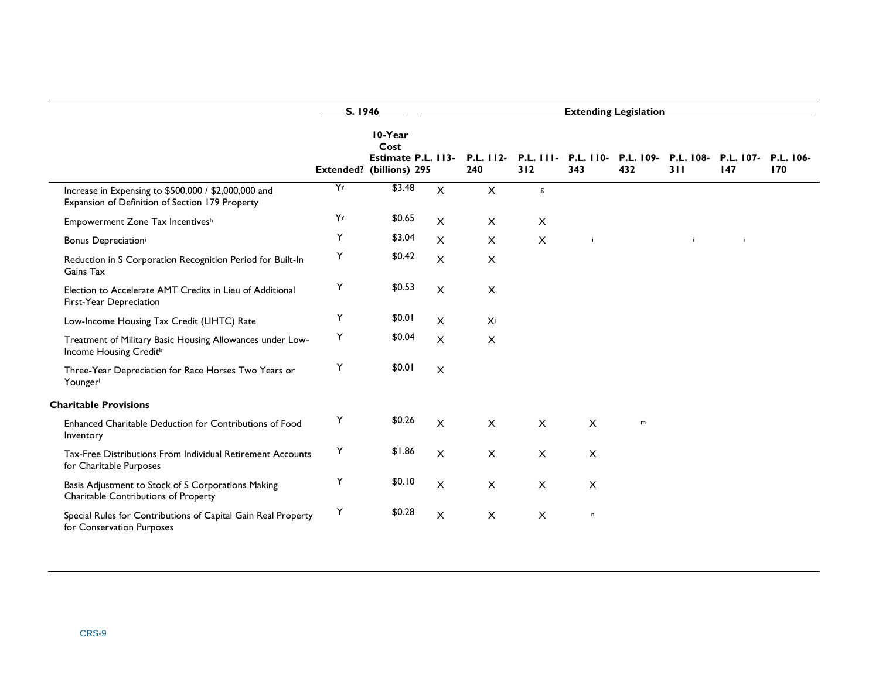|  | S. 1946 |  | Extending Legislation |  |  |  |  |  |  |  |
| --- | --- | --- | --- | --- | --- | --- | --- | --- | --- | --- |
|  | Extended? | 10-Year Cost Estimate (billions) | P.L. 113-295 | P.L. 112-240 | P.L. 111-312 | P.L. 110-343 | P.L. 109-432 | P.L. 108-311 | P.L. 107-147 | P.L. 106-170 |
| Increase in Expensing to $500,000 / $2,000,000 and Expansion of Definition of Section 179 Property | Y[y] | $3.48 | X | X | [g] |  |  |  |  |  |
| Empowerment Zone Tax Incentives[h] | Y[y] | $0.65 | X | X | X |  |  |  |  |  |
| Bonus Depreciation[i] | Y | $3.04 | X | X | X | [i] |  | [i] | [i] |  |
| Reduction in S Corporation Recognition Period for Built-In Gains Tax | Y | $0.42 | X | X |  |  |  |  |  |  |
| Election to Accelerate AMT Credits in Lieu of Additional First-Year Depreciation | Y | $0.53 | X | X |  |  |  |  |  |  |
| Low-Income Housing Tax Credit (LIHTC) Rate | Y | $0.01 | X | X[j] |  |  |  |  |  |  |
| Treatment of Military Basic Housing Allowances under Low-Income Housing Credit[k] | Y | $0.04 | X | X |  |  |  |  |  |  |
| Three-Year Depreciation for Race Horses Two Years or Younger[l] | Y | $0.01 | X |  |  |  |  |  |  |  |
| **Charitable Provisions** |  |  |  |  |  |  |  |  |  |  |
| Enhanced Charitable Deduction for Contributions of Food Inventory | Y | $0.26 | X | X | X | X | [m] |  |  |  |
| Tax-Free Distributions From Individual Retirement Accounts for Charitable Purposes | Y | $1.86 | X | X | X | X |  |  |  |  |
| Basis Adjustment to Stock of S Corporations Making Charitable Contributions of Property | Y | $0.10 | X | X | X | X |  |  |  |  |
| Special Rules for Contributions of Capital Gain Real Property for Conservation Purposes | Y | $0.28 | X | X | X | [n] |  |  |  |  |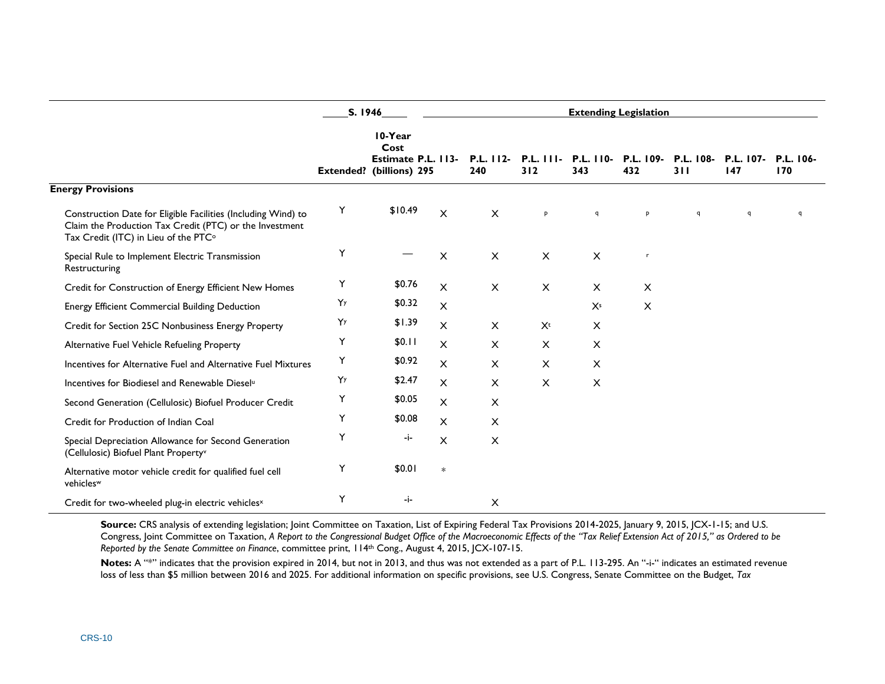| | S. 1946 | | Extending Legislation | | | | | | | |
|---|---|---|---|---|---|---|---|---|---|---|
| | Extended? | 10-Year Cost Estimate (billions) | P.L. 113-295 | P.L. 112-240 | P.L. 111-312 | P.L. 110-343 | P.L. 109-432 | P.L. 108-311 | P.L. 107-147 | P.L. 106-170 |
| **Energy Provisions** | | | | | | | | | | |
| Construction Date for Eligible Facilities (Including Wind) to Claim the Production Tax Credit (PTC) or the Investment Tax Credit (ITC) in Lieu of the PTC[o] | Y | $10.49 | X | X | [p] | [q] | [p] | [q] | [q] | [q] |
| Special Rule to Implement Electric Transmission Restructuring | Y | — | X | X | X | X | [r] | | | |
| Credit for Construction of Energy Efficient New Homes | Y | $0.76 | X | X | X | X | X | | | |
| Energy Efficient Commercial Building Deduction | Y[y] | $0.32 | X | | | X[s] | X | | | |
| Credit for Section 25C Nonbusiness Energy Property | Y[y] | $1.39 | X | X | X[t] | X | | | | |
| Alternative Fuel Vehicle Refueling Property | Y | $0.11 | X | X | X | X | | | | |
| Incentives for Alternative Fuel and Alternative Fuel Mixtures | Y | $0.92 | X | X | X | X | | | | |
| Incentives for Biodiesel and Renewable Diesel[u] | Y[y] | $2.47 | X | X | X | X | | | | |
| Second Generation (Cellulosic) Biofuel Producer Credit | Y | $0.05 | X | X | | | | | | |
| Credit for Production of Indian Coal | Y | $0.08 | X | X | | | | | | |
| Special Depreciation Allowance for Second Generation (Cellulosic) Biofuel Plant Property[v] | Y | -i- | X | X | | | | | | |
| Alternative motor vehicle credit for qualified fuel cell vehicles[w] | Y | $0.01 | * | | | | | | | |
| Credit for two-wheeled plug-in electric vehicles[x] | Y | -i- | | X | | | | | | |

**Source:** CRS analysis of extending legislation; Joint Committee on Taxation, List of Expiring Federal Tax Provisions 2014-2025, January 9, 2015, JCX-1-15; and U.S. Congress, Joint Committee on Taxation, *A Report to the Congressional Budget Office of the Macroeconomic Effects of the "Tax Relief Extension Act of 2015," as Ordered to be Reported by the Senate Committee on Finance*, committee print, 114th Cong., August 4, 2015, JCX-107-15.

**Notes:** A "*" indicates that the provision expired in 2014, but not in 2013, and thus was not extended as a part of P.L. 113-295. An "-i-" indicates an estimated revenue loss of less than $5 million between 2016 and 2025. For additional information on specific provisions, see U.S. Congress, Senate Committee on the Budget, *Tax*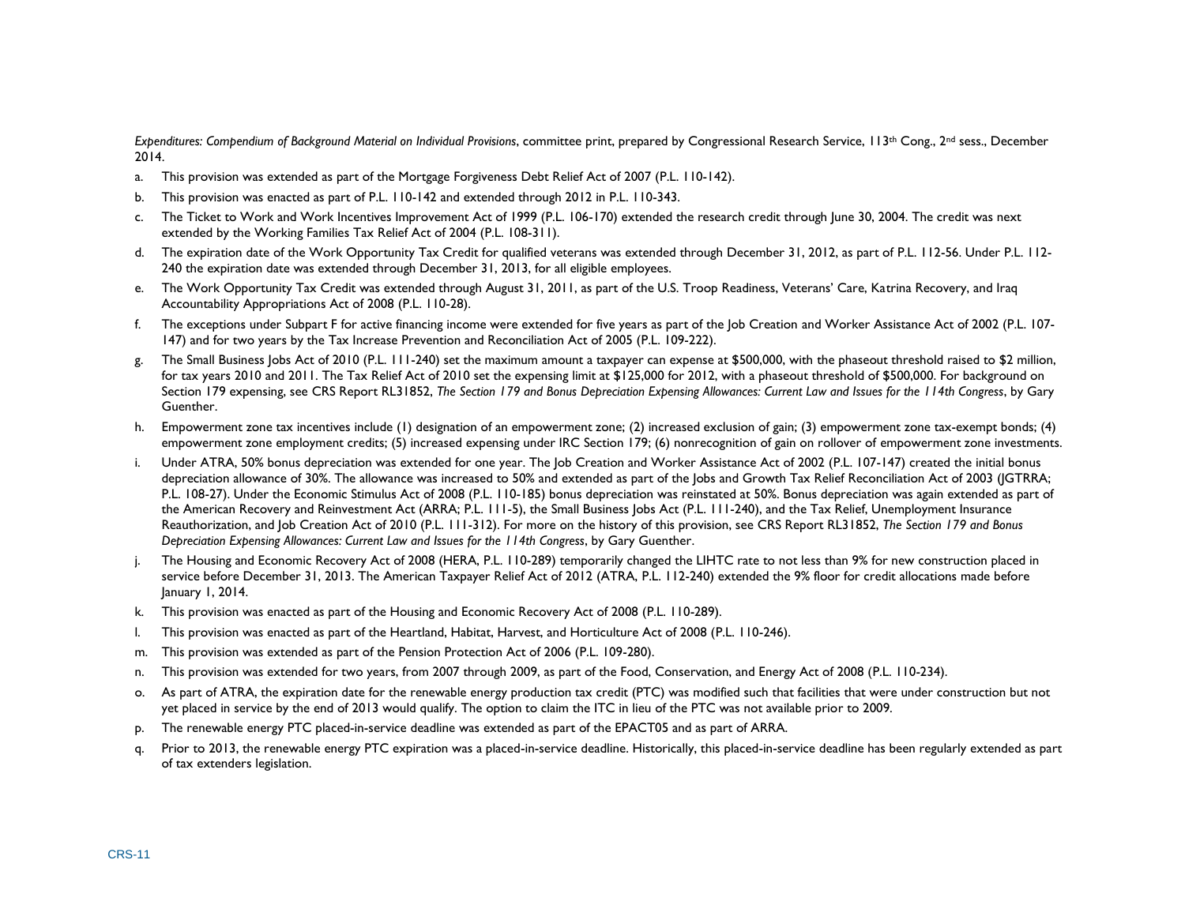*Expenditures: Compendium of Background Material on Individual Provisions*, committee print, prepared by Congressional Research Service, 113th Cong., 2nd sess., December 2014.

a. This provision was extended as part of the Mortgage Forgiveness Debt Relief Act of 2007 (P.L. 110-142).

b. This provision was enacted as part of P.L. 110-142 and extended through 2012 in P.L. 110-343.

c. The Ticket to Work and Work Incentives Improvement Act of 1999 (P.L. 106-170) extended the research credit through June 30, 2004. The credit was next extended by the Working Families Tax Relief Act of 2004 (P.L. 108-311).

d. The expiration date of the Work Opportunity Tax Credit for qualified veterans was extended through December 31, 2012, as part of P.L. 112-56. Under P.L. 112-240 the expiration date was extended through December 31, 2013, for all eligible employees.

e. The Work Opportunity Tax Credit was extended through August 31, 2011, as part of the U.S. Troop Readiness, Veterans' Care, Katrina Recovery, and Iraq Accountability Appropriations Act of 2008 (P.L. 110-28).

f. The exceptions under Subpart F for active financing income were extended for five years as part of the Job Creation and Worker Assistance Act of 2002 (P.L. 107-147) and for two years by the Tax Increase Prevention and Reconciliation Act of 2005 (P.L. 109-222).

g. The Small Business Jobs Act of 2010 (P.L. 111-240) set the maximum amount a taxpayer can expense at $500,000, with the phaseout threshold raised to $2 million, for tax years 2010 and 2011. The Tax Relief Act of 2010 set the expensing limit at $125,000 for 2012, with a phaseout threshold of $500,000. For background on Section 179 expensing, see CRS Report RL31852, *The Section 179 and Bonus Depreciation Expensing Allowances: Current Law and Issues for the 114th Congress*, by Gary Guenther.

h. Empowerment zone tax incentives include (1) designation of an empowerment zone; (2) increased exclusion of gain; (3) empowerment zone tax-exempt bonds; (4) empowerment zone employment credits; (5) increased expensing under IRC Section 179; (6) nonrecognition of gain on rollover of empowerment zone investments.

i. Under ATRA, 50% bonus depreciation was extended for one year. The Job Creation and Worker Assistance Act of 2002 (P.L. 107-147) created the initial bonus depreciation allowance of 30%. The allowance was increased to 50% and extended as part of the Jobs and Growth Tax Relief Reconciliation Act of 2003 (JGTRRA; P.L. 108-27). Under the Economic Stimulus Act of 2008 (P.L. 110-185) bonus depreciation was reinstated at 50%. Bonus depreciation was again extended as part of the American Recovery and Reinvestment Act (ARRA; P.L. 111-5), the Small Business Jobs Act (P.L. 111-240), and the Tax Relief, Unemployment Insurance Reauthorization, and Job Creation Act of 2010 (P.L. 111-312). For more on the history of this provision, see CRS Report RL31852, *The Section 179 and Bonus Depreciation Expensing Allowances: Current Law and Issues for the 114th Congress*, by Gary Guenther.

j. The Housing and Economic Recovery Act of 2008 (HERA, P.L. 110-289) temporarily changed the LIHTC rate to not less than 9% for new construction placed in service before December 31, 2013. The American Taxpayer Relief Act of 2012 (ATRA, P.L. 112-240) extended the 9% floor for credit allocations made before January 1, 2014.

k. This provision was enacted as part of the Housing and Economic Recovery Act of 2008 (P.L. 110-289).

l. This provision was enacted as part of the Heartland, Habitat, Harvest, and Horticulture Act of 2008 (P.L. 110-246).

m. This provision was extended as part of the Pension Protection Act of 2006 (P.L. 109-280).

n. This provision was extended for two years, from 2007 through 2009, as part of the Food, Conservation, and Energy Act of 2008 (P.L. 110-234).

o. As part of ATRA, the expiration date for the renewable energy production tax credit (PTC) was modified such that facilities that were under construction but not yet placed in service by the end of 2013 would qualify. The option to claim the ITC in lieu of the PTC was not available prior to 2009.

p. The renewable energy PTC placed-in-service deadline was extended as part of the EPACT05 and as part of ARRA.

q. Prior to 2013, the renewable energy PTC expiration was a placed-in-service deadline. Historically, this placed-in-service deadline has been regularly extended as part of tax extenders legislation.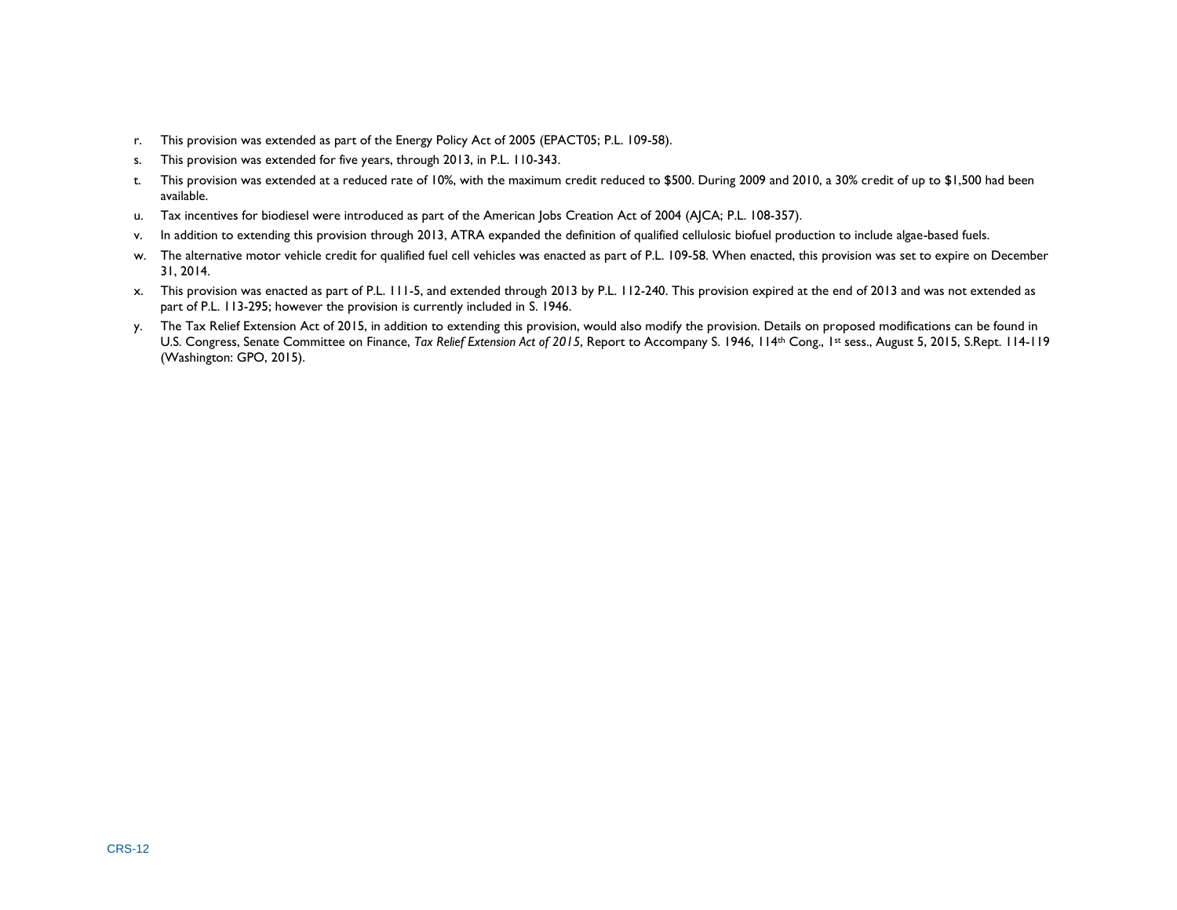r. This provision was extended as part of the Energy Policy Act of 2005 (EPACT05; P.L. 109-58).

s. This provision was extended for five years, through 2013, in P.L. 110-343.

t. This provision was extended at a reduced rate of 10%, with the maximum credit reduced to $500. During 2009 and 2010, a 30% credit of up to $1,500 had been available.

u. Tax incentives for biodiesel were introduced as part of the American Jobs Creation Act of 2004 (AJCA; P.L. 108-357).

v. In addition to extending this provision through 2013, ATRA expanded the definition of qualified cellulosic biofuel production to include algae-based fuels.

w. The alternative motor vehicle credit for qualified fuel cell vehicles was enacted as part of P.L. 109-58. When enacted, this provision was set to expire on December 31, 2014.

x. This provision was enacted as part of P.L. 111-5, and extended through 2013 by P.L. 112-240. This provision expired at the end of 2013 and was not extended as part of P.L. 113-295; however the provision is currently included in S. 1946.

y. The Tax Relief Extension Act of 2015, in addition to extending this provision, would also modify the provision. Details on proposed modifications can be found in U.S. Congress, Senate Committee on Finance, *Tax Relief Extension Act of 2015*, Report to Accompany S. 1946, 114th Cong., 1st sess., August 5, 2015, S.Rept. 114-119 (Washington: GPO, 2015).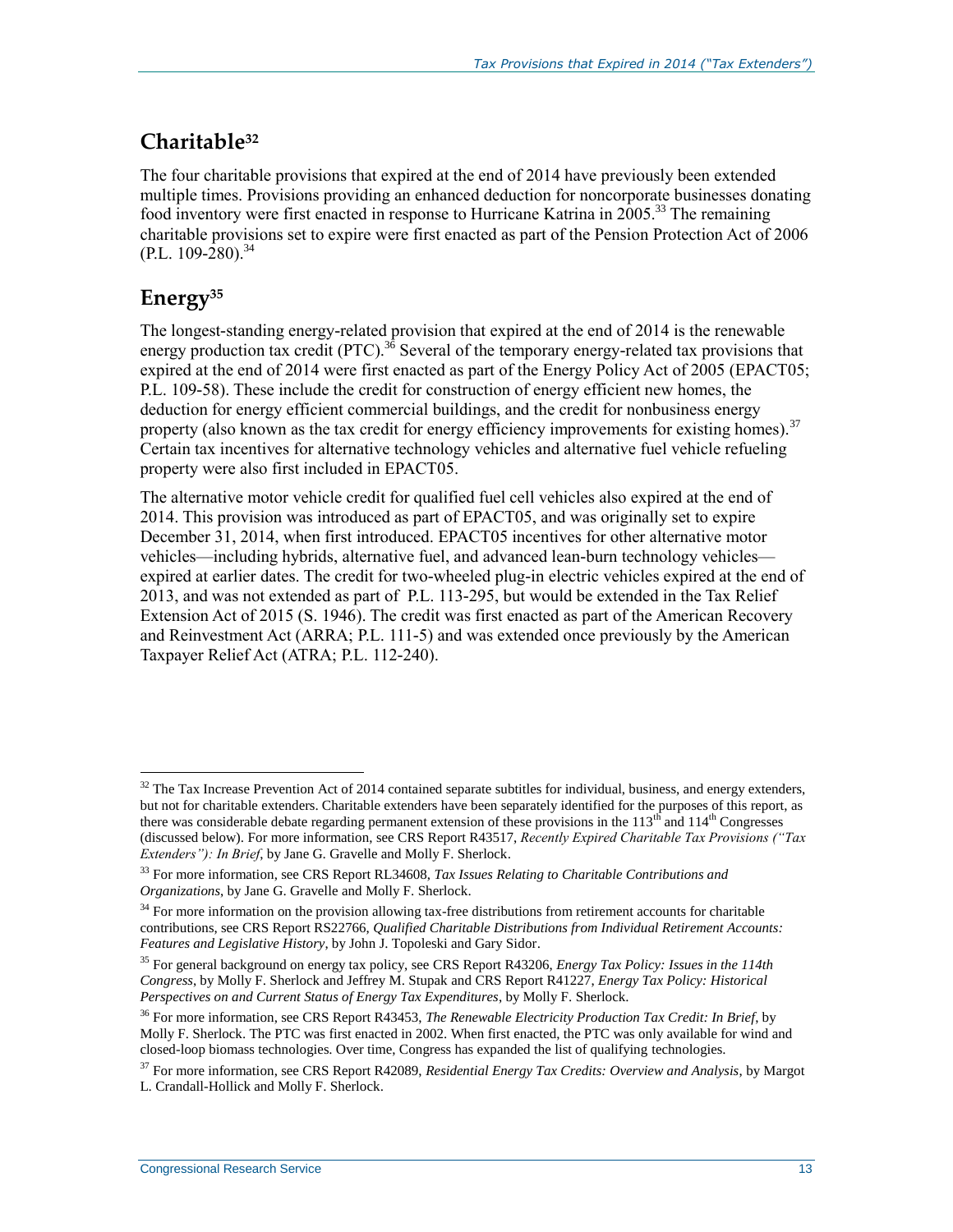## Charitable[32]

The four charitable provisions that expired at the end of 2014 have previously been extended multiple times. Provisions providing an enhanced deduction for noncorporate businesses donating food inventory were first enacted in response to Hurricane Katrina in 2005.[33] The remaining charitable provisions set to expire were first enacted as part of the Pension Protection Act of 2006 (P.L. 109-280).[34]

## Energy[35]

The longest-standing energy-related provision that expired at the end of 2014 is the renewable energy production tax credit (PTC).[36] Several of the temporary energy-related tax provisions that expired at the end of 2014 were first enacted as part of the Energy Policy Act of 2005 (EPACT05; P.L. 109-58). These include the credit for construction of energy efficient new homes, the deduction for energy efficient commercial buildings, and the credit for nonbusiness energy property (also known as the tax credit for energy efficiency improvements for existing homes).[37] Certain tax incentives for alternative technology vehicles and alternative fuel vehicle refueling property were also first included in EPACT05.

The alternative motor vehicle credit for qualified fuel cell vehicles also expired at the end of 2014. This provision was introduced as part of EPACT05, and was originally set to expire December 31, 2014, when first introduced. EPACT05 incentives for other alternative motor vehicles—including hybrids, alternative fuel, and advanced lean-burn technology vehicles—expired at earlier dates. The credit for two-wheeled plug-in electric vehicles expired at the end of 2013, and was not extended as part of P.L. 113-295, but would be extended in the Tax Relief Extension Act of 2015 (S. 1946). The credit was first enacted as part of the American Recovery and Reinvestment Act (ARRA; P.L. 111-5) and was extended once previously by the American Taxpayer Relief Act (ATRA; P.L. 112-240).

---

[32] The Tax Increase Prevention Act of 2014 contained separate subtitles for individual, business, and energy extenders, but not for charitable extenders. Charitable extenders have been separately identified for the purposes of this report, as there was considerable debate regarding permanent extension of these provisions in the 113th and 114th Congresses (discussed below). For more information, see CRS Report R43517, *Recently Expired Charitable Tax Provisions ("Tax Extenders"): In Brief*, by Jane G. Gravelle and Molly F. Sherlock.

[33] For more information, see CRS Report RL34608, *Tax Issues Relating to Charitable Contributions and Organizations*, by Jane G. Gravelle and Molly F. Sherlock.

[34] For more information on the provision allowing tax-free distributions from retirement accounts for charitable contributions, see CRS Report RS22766, *Qualified Charitable Distributions from Individual Retirement Accounts: Features and Legislative History*, by John J. Topoleski and Gary Sidor.

[35] For general background on energy tax policy, see CRS Report R43206, *Energy Tax Policy: Issues in the 114th Congress*, by Molly F. Sherlock and Jeffrey M. Stupak and CRS Report R41227, *Energy Tax Policy: Historical Perspectives on and Current Status of Energy Tax Expenditures*, by Molly F. Sherlock.

[36] For more information, see CRS Report R43453, *The Renewable Electricity Production Tax Credit: In Brief*, by Molly F. Sherlock. The PTC was first enacted in 2002. When first enacted, the PTC was only available for wind and closed-loop biomass technologies. Over time, Congress has expanded the list of qualifying technologies.

[37] For more information, see CRS Report R42089, *Residential Energy Tax Credits: Overview and Analysis*, by Margot L. Crandall-Hollick and Molly F. Sherlock.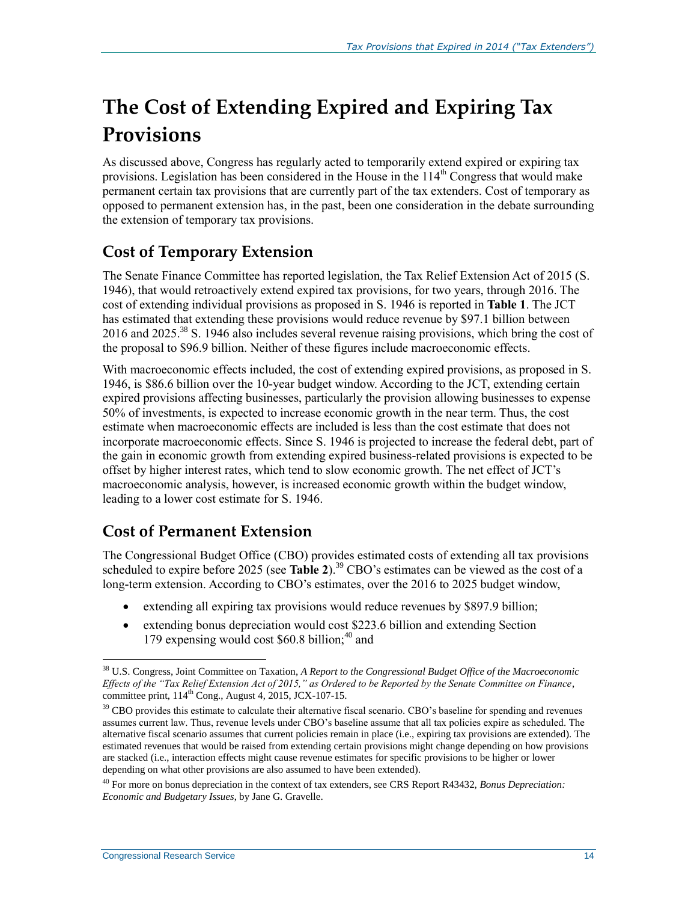# The Cost of Extending Expired and Expiring Tax Provisions

As discussed above, Congress has regularly acted to temporarily extend expired or expiring tax provisions. Legislation has been considered in the House in the 114th Congress that would make permanent certain tax provisions that are currently part of the tax extenders. Cost of temporary as opposed to permanent extension has, in the past, been one consideration in the debate surrounding the extension of temporary tax provisions.

## Cost of Temporary Extension

The Senate Finance Committee has reported legislation, the Tax Relief Extension Act of 2015 (S. 1946), that would retroactively extend expired tax provisions, for two years, through 2016. The cost of extending individual provisions as proposed in S. 1946 is reported in **Table 1**. The JCT has estimated that extending these provisions would reduce revenue by $97.1 billion between 2016 and 2025.[38] S. 1946 also includes several revenue raising provisions, which bring the cost of the proposal to $96.9 billion. Neither of these figures include macroeconomic effects.

With macroeconomic effects included, the cost of extending expired provisions, as proposed in S. 1946, is $86.6 billion over the 10-year budget window. According to the JCT, extending certain expired provisions affecting businesses, particularly the provision allowing businesses to expense 50% of investments, is expected to increase economic growth in the near term. Thus, the cost estimate when macroeconomic effects are included is less than the cost estimate that does not incorporate macroeconomic effects. Since S. 1946 is projected to increase the federal debt, part of the gain in economic growth from extending expired business-related provisions is expected to be offset by higher interest rates, which tend to slow economic growth. The net effect of JCT's macroeconomic analysis, however, is increased economic growth within the budget window, leading to a lower cost estimate for S. 1946.

## Cost of Permanent Extension

The Congressional Budget Office (CBO) provides estimated costs of extending all tax provisions scheduled to expire before 2025 (see **Table 2**).[39] CBO's estimates can be viewed as the cost of a long-term extension. According to CBO's estimates, over the 2016 to 2025 budget window,

- extending all expiring tax provisions would reduce revenues by $897.9 billion;
- extending bonus depreciation would cost $223.6 billion and extending Section 179 expensing would cost $60.8 billion;[40] and

---

[38] U.S. Congress, Joint Committee on Taxation, *A Report to the Congressional Budget Office of the Macroeconomic Effects of the "Tax Relief Extension Act of 2015," as Ordered to be Reported by the Senate Committee on Finance*, committee print, 114th Cong., August 4, 2015, JCX-107-15.

[39] CBO provides this estimate to calculate their alternative fiscal scenario. CBO's baseline for spending and revenues assumes current law. Thus, revenue levels under CBO's baseline assume that all tax policies expire as scheduled. The alternative fiscal scenario assumes that current policies remain in place (i.e., expiring tax provisions are extended). The estimated revenues that would be raised from extending certain provisions might change depending on how provisions are stacked (i.e., interaction effects might cause revenue estimates for specific provisions to be higher or lower depending on what other provisions are also assumed to have been extended).

[40] For more on bonus depreciation in the context of tax extenders, see CRS Report R43432, *Bonus Depreciation: Economic and Budgetary Issues*, by Jane G. Gravelle.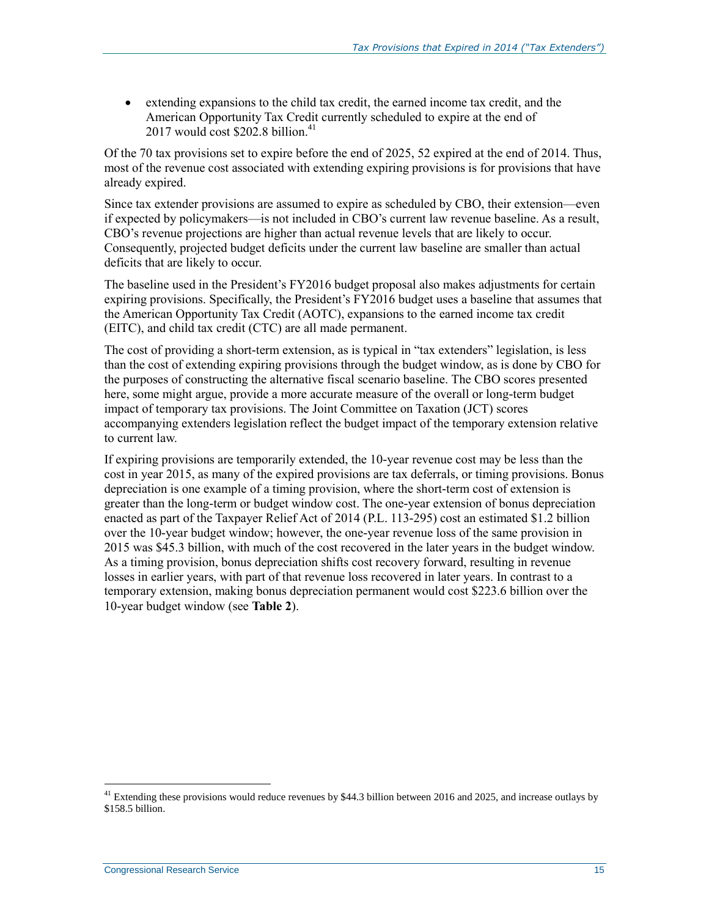- extending expansions to the child tax credit, the earned income tax credit, and the American Opportunity Tax Credit currently scheduled to expire at the end of 2017 would cost $202.8 billion.[41]

Of the 70 tax provisions set to expire before the end of 2025, 52 expired at the end of 2014. Thus, most of the revenue cost associated with extending expiring provisions is for provisions that have already expired.

Since tax extender provisions are assumed to expire as scheduled by CBO, their extension—even if expected by policymakers—is not included in CBO's current law revenue baseline. As a result, CBO's revenue projections are higher than actual revenue levels that are likely to occur. Consequently, projected budget deficits under the current law baseline are smaller than actual deficits that are likely to occur.

The baseline used in the President's FY2016 budget proposal also makes adjustments for certain expiring provisions. Specifically, the President's FY2016 budget uses a baseline that assumes that the American Opportunity Tax Credit (AOTC), expansions to the earned income tax credit (EITC), and child tax credit (CTC) are all made permanent.

The cost of providing a short-term extension, as is typical in "tax extenders" legislation, is less than the cost of extending expiring provisions through the budget window, as is done by CBO for the purposes of constructing the alternative fiscal scenario baseline. The CBO scores presented here, some might argue, provide a more accurate measure of the overall or long-term budget impact of temporary tax provisions. The Joint Committee on Taxation (JCT) scores accompanying extenders legislation reflect the budget impact of the temporary extension relative to current law.

If expiring provisions are temporarily extended, the 10-year revenue cost may be less than the cost in year 2015, as many of the expired provisions are tax deferrals, or timing provisions. Bonus depreciation is one example of a timing provision, where the short-term cost of extension is greater than the long-term or budget window cost. The one-year extension of bonus depreciation enacted as part of the Taxpayer Relief Act of 2014 (P.L. 113-295) cost an estimated $1.2 billion over the 10-year budget window; however, the one-year revenue loss of the same provision in 2015 was $45.3 billion, with much of the cost recovered in the later years in the budget window. As a timing provision, bonus depreciation shifts cost recovery forward, resulting in revenue losses in earlier years, with part of that revenue loss recovered in later years. In contrast to a temporary extension, making bonus depreciation permanent would cost $223.6 billion over the 10-year budget window (see **Table 2**).

[41] Extending these provisions would reduce revenues by $44.3 billion between 2016 and 2025, and increase outlays by $158.5 billion.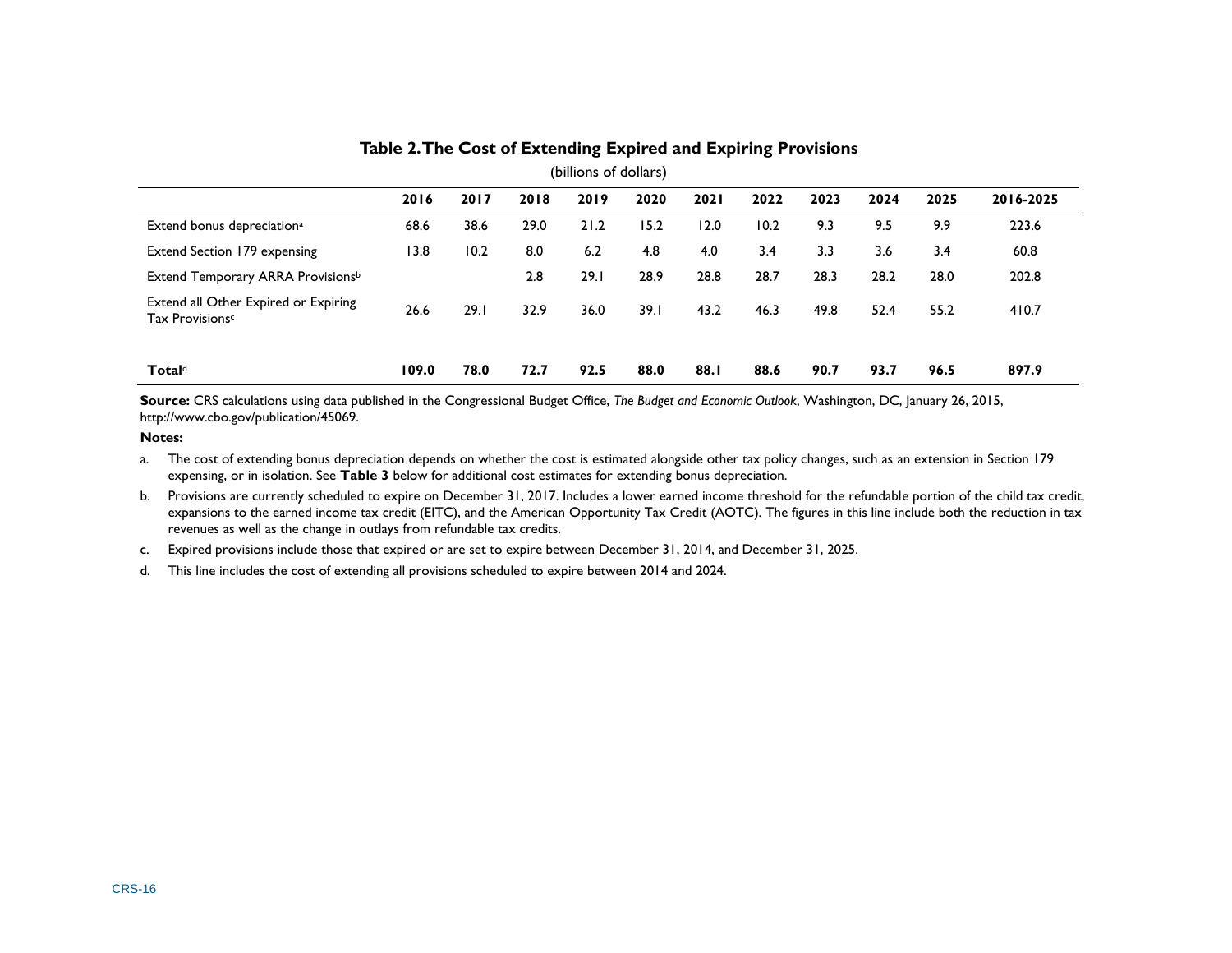**Table 2. The Cost of Extending Expired and Expiring Provisions**

(billions of dollars)

| | 2016 | 2017 | 2018 | 2019 | 2020 | 2021 | 2022 | 2023 | 2024 | 2025 | 2016-2025 |
|---|---|---|---|---|---|---|---|---|---|---|---|
| Extend bonus depreciation[a] | 68.6 | 38.6 | 29.0 | 21.2 | 15.2 | 12.0 | 10.2 | 9.3 | 9.5 | 9.9 | 223.6 |
| Extend Section 179 expensing | 13.8 | 10.2 | 8.0 | 6.2 | 4.8 | 4.0 | 3.4 | 3.3 | 3.6 | 3.4 | 60.8 |
| Extend Temporary ARRA Provisions[b] | | | 2.8 | 29.1 | 28.9 | 28.8 | 28.7 | 28.3 | 28.2 | 28.0 | 202.8 |
| Extend all Other Expired or Expiring Tax Provisions[c] | 26.6 | 29.1 | 32.9 | 36.0 | 39.1 | 43.2 | 46.3 | 49.8 | 52.4 | 55.2 | 410.7 |
| **Total**[d] | **109.0** | **78.0** | **72.7** | **92.5** | **88.0** | **88.1** | **88.6** | **90.7** | **93.7** | **96.5** | **897.9** |

**Source:** CRS calculations using data published in the Congressional Budget Office, *The Budget and Economic Outlook*, Washington, DC, January 26, 2015, http://www.cbo.gov/publication/45069.

**Notes:**

a. The cost of extending bonus depreciation depends on whether the cost is estimated alongside other tax policy changes, such as an extension in Section 179 expensing, or in isolation. See **Table 3** below for additional cost estimates for extending bonus depreciation.

b. Provisions are currently scheduled to expire on December 31, 2017. Includes a lower earned income threshold for the refundable portion of the child tax credit, expansions to the earned income tax credit (EITC), and the American Opportunity Tax Credit (AOTC). The figures in this line include both the reduction in tax revenues as well as the change in outlays from refundable tax credits.

c. Expired provisions include those that expired or are set to expire between December 31, 2014, and December 31, 2025.

d. This line includes the cost of extending all provisions scheduled to expire between 2014 and 2024.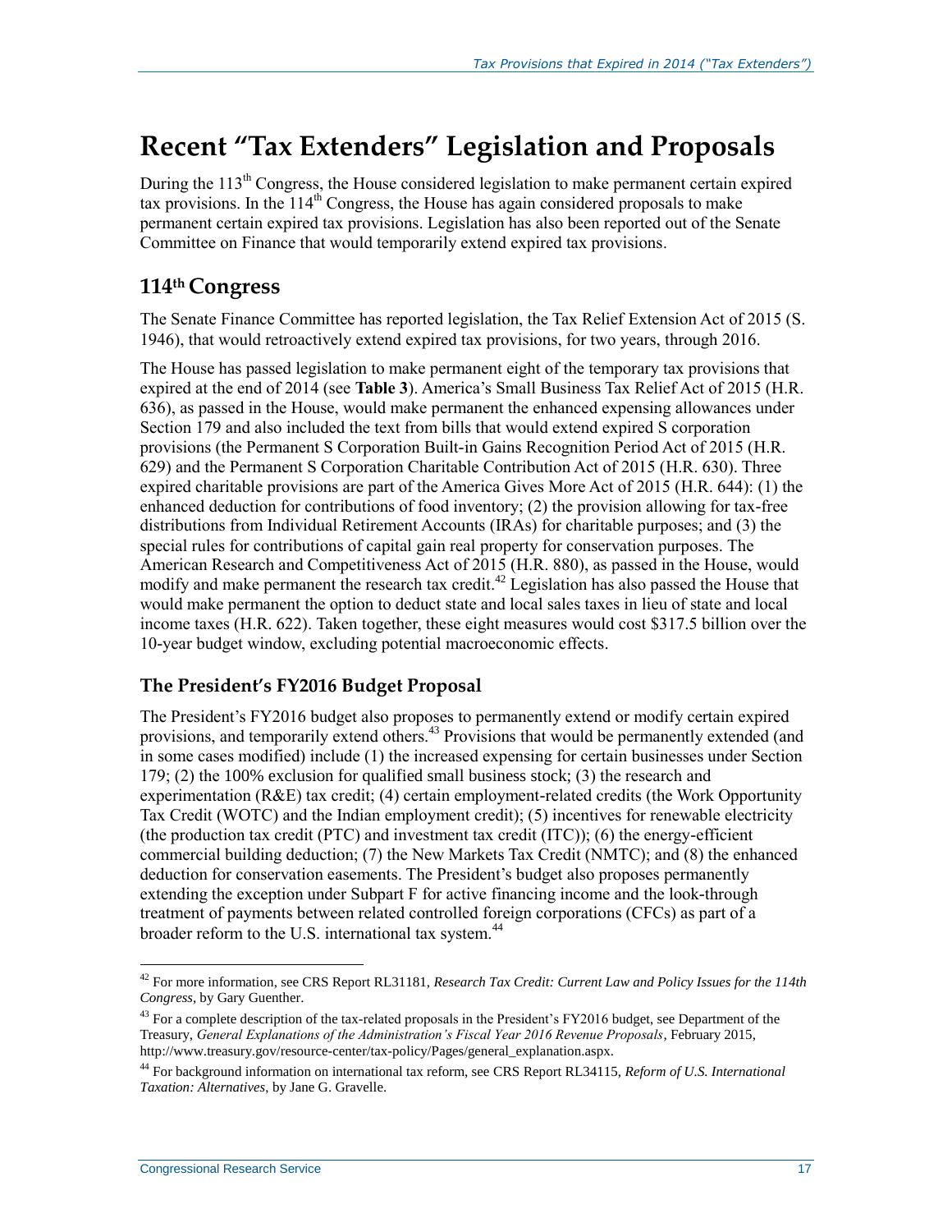# Recent "Tax Extenders" Legislation and Proposals

During the 113th Congress, the House considered legislation to make permanent certain expired tax provisions. In the 114th Congress, the House has again considered proposals to make permanent certain expired tax provisions. Legislation has also been reported out of the Senate Committee on Finance that would temporarily extend expired tax provisions.

## 114th Congress

The Senate Finance Committee has reported legislation, the Tax Relief Extension Act of 2015 (S. 1946), that would retroactively extend expired tax provisions, for two years, through 2016.

The House has passed legislation to make permanent eight of the temporary tax provisions that expired at the end of 2014 (see **Table 3**). America's Small Business Tax Relief Act of 2015 (H.R. 636), as passed in the House, would make permanent the enhanced expensing allowances under Section 179 and also included the text from bills that would extend expired S corporation provisions (the Permanent S Corporation Built-in Gains Recognition Period Act of 2015 (H.R. 629) and the Permanent S Corporation Charitable Contribution Act of 2015 (H.R. 630). Three expired charitable provisions are part of the America Gives More Act of 2015 (H.R. 644): (1) the enhanced deduction for contributions of food inventory; (2) the provision allowing for tax-free distributions from Individual Retirement Accounts (IRAs) for charitable purposes; and (3) the special rules for contributions of capital gain real property for conservation purposes. The American Research and Competitiveness Act of 2015 (H.R. 880), as passed in the House, would modify and make permanent the research tax credit.[42] Legislation has also passed the House that would make permanent the option to deduct state and local sales taxes in lieu of state and local income taxes (H.R. 622). Taken together, these eight measures would cost $317.5 billion over the 10-year budget window, excluding potential macroeconomic effects.

### The President's FY2016 Budget Proposal

The President's FY2016 budget also proposes to permanently extend or modify certain expired provisions, and temporarily extend others.[43] Provisions that would be permanently extended (and in some cases modified) include (1) the increased expensing for certain businesses under Section 179; (2) the 100% exclusion for qualified small business stock; (3) the research and experimentation (R&E) tax credit; (4) certain employment-related credits (the Work Opportunity Tax Credit (WOTC) and the Indian employment credit); (5) incentives for renewable electricity (the production tax credit (PTC) and investment tax credit (ITC)); (6) the energy-efficient commercial building deduction; (7) the New Markets Tax Credit (NMTC); and (8) the enhanced deduction for conservation easements. The President's budget also proposes permanently extending the exception under Subpart F for active financing income and the look-through treatment of payments between related controlled foreign corporations (CFCs) as part of a broader reform to the U.S. international tax system.[44]

---

[42] For more information, see CRS Report RL31181, *Research Tax Credit: Current Law and Policy Issues for the 114th Congress*, by Gary Guenther.

[43] For a complete description of the tax-related proposals in the President's FY2016 budget, see Department of the Treasury, *General Explanations of the Administration's Fiscal Year 2016 Revenue Proposals*, February 2015, http://www.treasury.gov/resource-center/tax-policy/Pages/general_explanation.aspx.

[44] For background information on international tax reform, see CRS Report RL34115, *Reform of U.S. International Taxation: Alternatives*, by Jane G. Gravelle.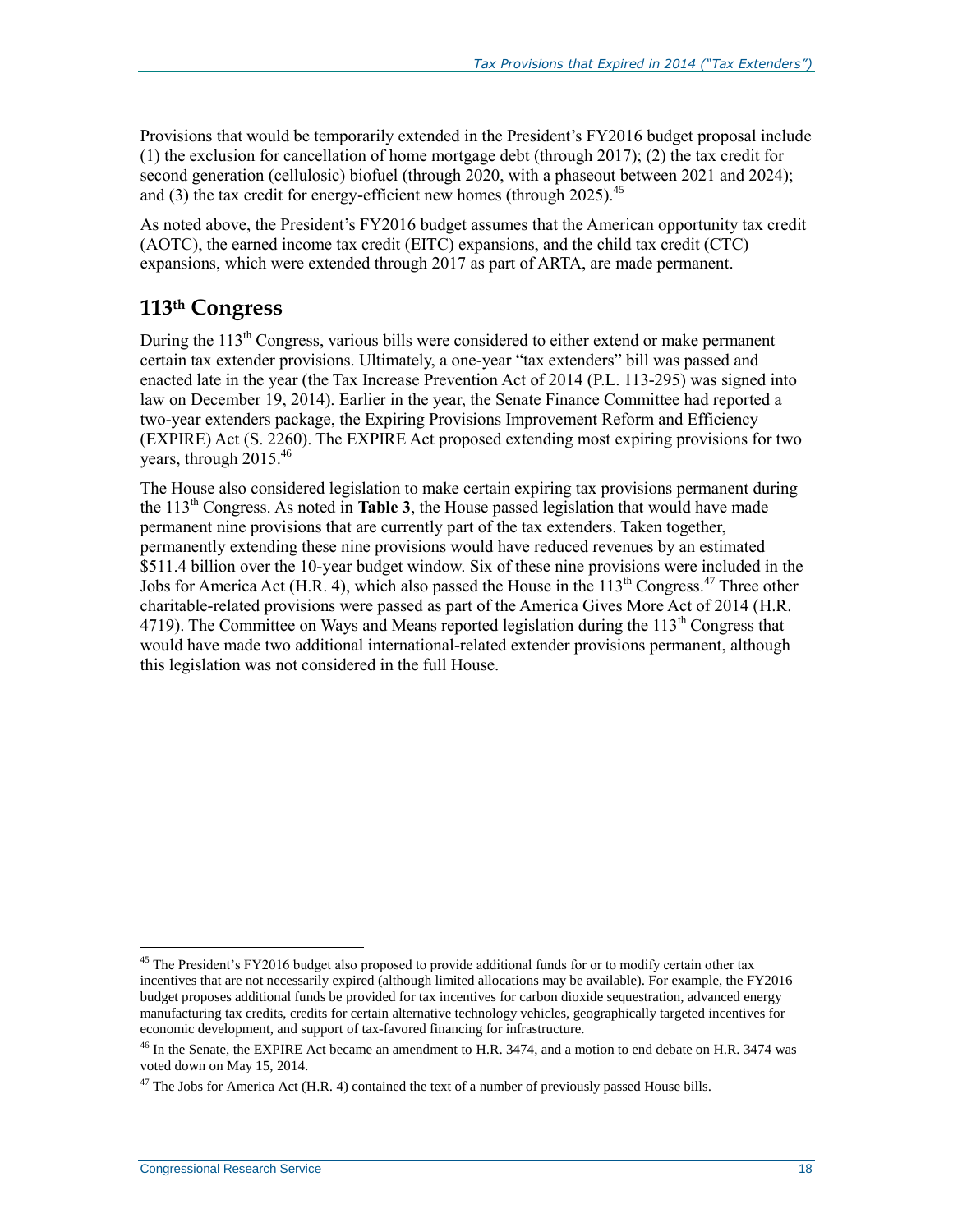Provisions that would be temporarily extended in the President's FY2016 budget proposal include (1) the exclusion for cancellation of home mortgage debt (through 2017); (2) the tax credit for second generation (cellulosic) biofuel (through 2020, with a phaseout between 2021 and 2024); and (3) the tax credit for energy-efficient new homes (through 2025).[45]

As noted above, the President's FY2016 budget assumes that the American opportunity tax credit (AOTC), the earned income tax credit (EITC) expansions, and the child tax credit (CTC) expansions, which were extended through 2017 as part of ARTA, are made permanent.

## 113th Congress

During the 113th Congress, various bills were considered to either extend or make permanent certain tax extender provisions. Ultimately, a one-year "tax extenders" bill was passed and enacted late in the year (the Tax Increase Prevention Act of 2014 (P.L. 113-295) was signed into law on December 19, 2014). Earlier in the year, the Senate Finance Committee had reported a two-year extenders package, the Expiring Provisions Improvement Reform and Efficiency (EXPIRE) Act (S. 2260). The EXPIRE Act proposed extending most expiring provisions for two years, through 2015.[46]

The House also considered legislation to make certain expiring tax provisions permanent during the 113th Congress. As noted in **Table 3**, the House passed legislation that would have made permanent nine provisions that are currently part of the tax extenders. Taken together, permanently extending these nine provisions would have reduced revenues by an estimated $511.4 billion over the 10-year budget window. Six of these nine provisions were included in the Jobs for America Act (H.R. 4), which also passed the House in the 113th Congress.[47] Three other charitable-related provisions were passed as part of the America Gives More Act of 2014 (H.R. 4719). The Committee on Ways and Means reported legislation during the 113th Congress that would have made two additional international-related extender provisions permanent, although this legislation was not considered in the full House.

---

[45] The President's FY2016 budget also proposed to provide additional funds for or to modify certain other tax incentives that are not necessarily expired (although limited allocations may be available). For example, the FY2016 budget proposes additional funds be provided for tax incentives for carbon dioxide sequestration, advanced energy manufacturing tax credits, credits for certain alternative technology vehicles, geographically targeted incentives for economic development, and support of tax-favored financing for infrastructure.

[46] In the Senate, the EXPIRE Act became an amendment to H.R. 3474, and a motion to end debate on H.R. 3474 was voted down on May 15, 2014.

[47] The Jobs for America Act (H.R. 4) contained the text of a number of previously passed House bills.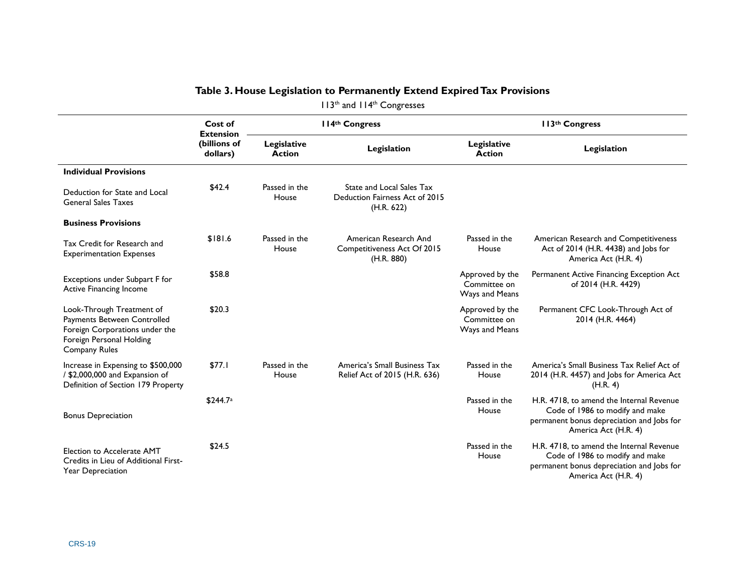**Table 3. House Legislation to Permanently Extend Expired Tax Provisions**

113th and 114th Congresses

| | Cost of Extension (billions of dollars) | 114th Congress | | 113th Congress | |
|---|---|---|---|---|---|
| | | Legislative Action | Legislation | Legislative Action | Legislation |
| **Individual Provisions** | | | | | |
| Deduction for State and Local General Sales Taxes | $42.4 | Passed in the House | State and Local Sales Tax Deduction Fairness Act of 2015 (H.R. 622) | | |
| **Business Provisions** | | | | | |
| Tax Credit for Research and Experimentation Expenses | $181.6 | Passed in the House | American Research And Competitiveness Act Of 2015 (H.R. 880) | Passed in the House | American Research and Competitiveness Act of 2014 (H.R. 4438) and Jobs for America Act (H.R. 4) |
| Exceptions under Subpart F for Active Financing Income | $58.8 | | | Approved by the Committee on Ways and Means | Permanent Active Financing Exception Act of 2014 (H.R. 4429) |
| Look-Through Treatment of Payments Between Controlled Foreign Corporations under the Foreign Personal Holding Company Rules | $20.3 | | | Approved by the Committee on Ways and Means | Permanent CFC Look-Through Act of 2014 (H.R. 4464) |
| Increase in Expensing to $500,000 / $2,000,000 and Expansion of Definition of Section 179 Property | $77.1 | Passed in the House | America's Small Business Tax Relief Act of 2015 (H.R. 636) | Passed in the House | America's Small Business Tax Relief Act of 2014 (H.R. 4457) and Jobs for America Act (H.R. 4) |
| Bonus Depreciation | $244.7[a] | | | Passed in the House | H.R. 4718, to amend the Internal Revenue Code of 1986 to modify and make permanent bonus depreciation and Jobs for America Act (H.R. 4) |
| Election to Accelerate AMT Credits in Lieu of Additional First-Year Depreciation | $24.5 | | | Passed in the House | H.R. 4718, to amend the Internal Revenue Code of 1986 to modify and make permanent bonus depreciation and Jobs for America Act (H.R. 4) |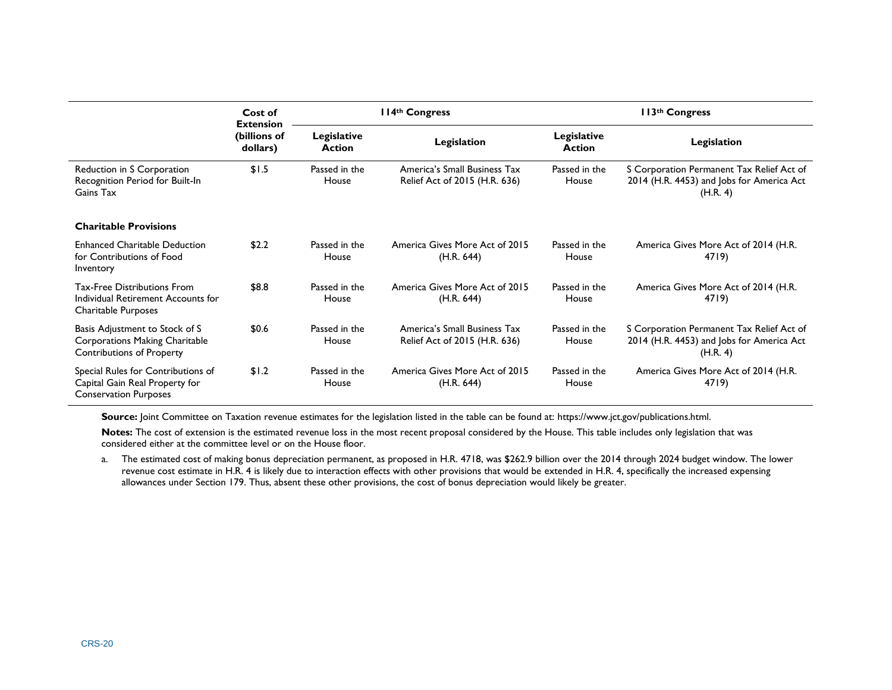| | Cost of Extension (billions of dollars) | 114th Congress | | 113th Congress | |
|---|---|---|---|---|---|
| | | Legislative Action | Legislation | Legislative Action | Legislation |
| Reduction in S Corporation Recognition Period for Built-In Gains Tax | $1.5 | Passed in the House | America's Small Business Tax Relief Act of 2015 (H.R. 636) | Passed in the House | S Corporation Permanent Tax Relief Act of 2014 (H.R. 4453) and Jobs for America Act (H.R. 4) |
| **Charitable Provisions** | | | | | |
| Enhanced Charitable Deduction for Contributions of Food Inventory | $2.2 | Passed in the House | America Gives More Act of 2015 (H.R. 644) | Passed in the House | America Gives More Act of 2014 (H.R. 4719) |
| Tax-Free Distributions From Individual Retirement Accounts for Charitable Purposes | $8.8 | Passed in the House | America Gives More Act of 2015 (H.R. 644) | Passed in the House | America Gives More Act of 2014 (H.R. 4719) |
| Basis Adjustment to Stock of S Corporations Making Charitable Contributions of Property | $0.6 | Passed in the House | America's Small Business Tax Relief Act of 2015 (H.R. 636) | Passed in the House | S Corporation Permanent Tax Relief Act of 2014 (H.R. 4453) and Jobs for America Act (H.R. 4) |
| Special Rules for Contributions of Capital Gain Real Property for Conservation Purposes | $1.2 | Passed in the House | America Gives More Act of 2015 (H.R. 644) | Passed in the House | America Gives More Act of 2014 (H.R. 4719) |

**Source:** Joint Committee on Taxation revenue estimates for the legislation listed in the table can be found at: https://www.jct.gov/publications.html.

**Notes:** The cost of extension is the estimated revenue loss in the most recent proposal considered by the House. This table includes only legislation that was considered either at the committee level or on the House floor.

a. The estimated cost of making bonus depreciation permanent, as proposed in H.R. 4718, was $262.9 billion over the 2014 through 2024 budget window. The lower revenue cost estimate in H.R. 4 is likely due to interaction effects with other provisions that would be extended in H.R. 4, specifically the increased expensing allowances under Section 179. Thus, absent these other provisions, the cost of bonus depreciation would likely be greater.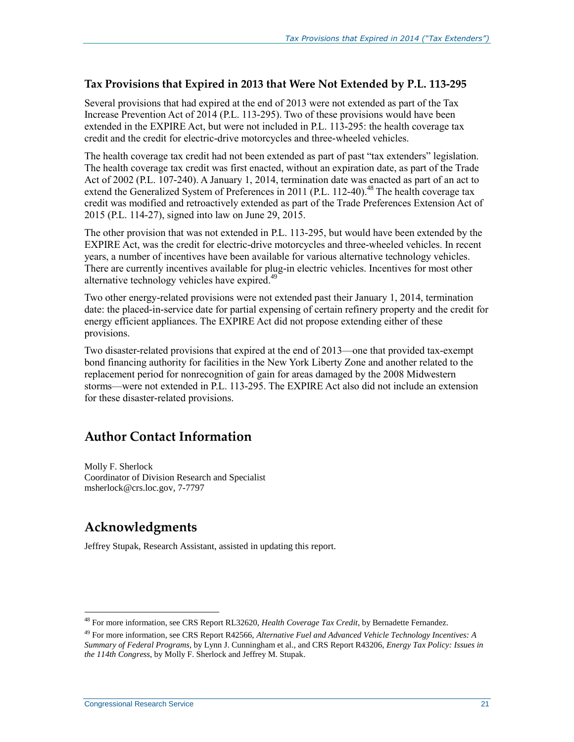### Tax Provisions that Expired in 2013 that Were Not Extended by P.L. 113-295

Several provisions that had expired at the end of 2013 were not extended as part of the Tax Increase Prevention Act of 2014 (P.L. 113-295). Two of these provisions would have been extended in the EXPIRE Act, but were not included in P.L. 113-295: the health coverage tax credit and the credit for electric-drive motorcycles and three-wheeled vehicles.

The health coverage tax credit had not been extended as part of past "tax extenders" legislation. The health coverage tax credit was first enacted, without an expiration date, as part of the Trade Act of 2002 (P.L. 107-240). A January 1, 2014, termination date was enacted as part of an act to extend the Generalized System of Preferences in 2011 (P.L. 112-40).[48] The health coverage tax credit was modified and retroactively extended as part of the Trade Preferences Extension Act of 2015 (P.L. 114-27), signed into law on June 29, 2015.

The other provision that was not extended in P.L. 113-295, but would have been extended by the EXPIRE Act, was the credit for electric-drive motorcycles and three-wheeled vehicles. In recent years, a number of incentives have been available for various alternative technology vehicles. There are currently incentives available for plug-in electric vehicles. Incentives for most other alternative technology vehicles have expired.[49]

Two other energy-related provisions were not extended past their January 1, 2014, termination date: the placed-in-service date for partial expensing of certain refinery property and the credit for energy efficient appliances. The EXPIRE Act did not propose extending either of these provisions.

Two disaster-related provisions that expired at the end of 2013—one that provided tax-exempt bond financing authority for facilities in the New York Liberty Zone and another related to the replacement period for nonrecognition of gain for areas damaged by the 2008 Midwestern storms—were not extended in P.L. 113-295. The EXPIRE Act also did not include an extension for these disaster-related provisions.

## Author Contact Information

Molly F. Sherlock
Coordinator of Division Research and Specialist
msherlock@crs.loc.gov, 7-7797

## Acknowledgments

Jeffrey Stupak, Research Assistant, assisted in updating this report.

---

[48] For more information, see CRS Report RL32620, *Health Coverage Tax Credit*, by Bernadette Fernandez.

[49] For more information, see CRS Report R42566, *Alternative Fuel and Advanced Vehicle Technology Incentives: A Summary of Federal Programs*, by Lynn J. Cunningham et al., and CRS Report R43206, *Energy Tax Policy: Issues in the 114th Congress*, by Molly F. Sherlock and Jeffrey M. Stupak.